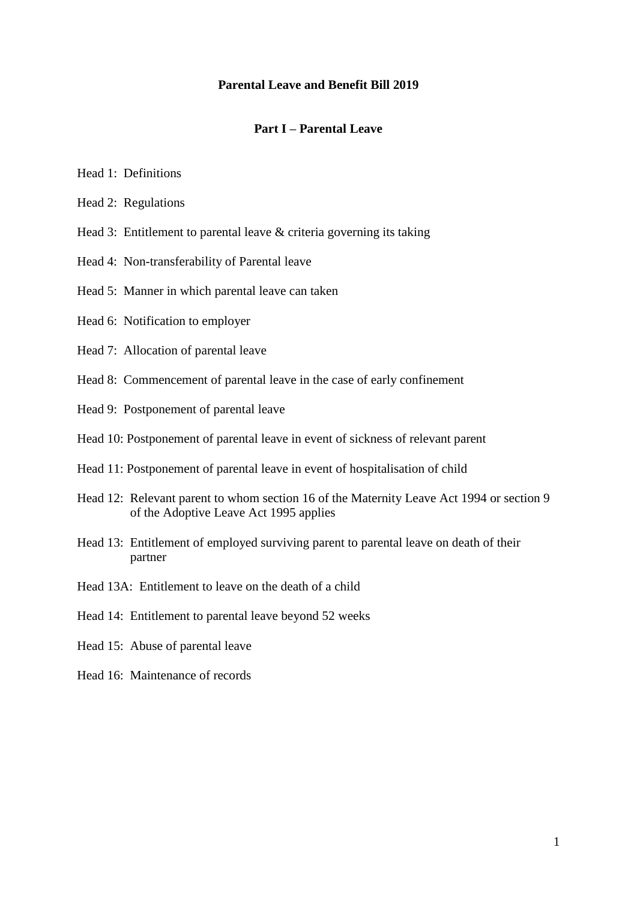# Parental Leave and Benefit Bill 2019

## Part I – Parental Leave

Head 1: Definitions

Head 2: Regulations

Head 3: Entitlement to parental leave & criteria governing its taking

Head 4: Non-transferability of Parental leave

Head 5: Manner in which parental leave can taken

Head 6: Notification to employer

Head 7: Allocation of parental leave

Head 8: Commencement of parental leave in the case of early confinement

Head 9: Postponement of parental leave

Head 10: Postponement of parental leave in event of sickness of relevant parent

Head 11: Postponement of parental leave in event of hospitalisation of child

Head 12: Relevant parent to whom section 16 of the Maternity Leave Act 1994 or section 9 of the Adoptive Leave Act 1995 applies

Head 13: Entitlement of employed surviving parent to parental leave on death of their partner

Head 13A: Entitlement to leave on the death of a child

Head 14: Entitlement to parental leave beyond 52 weeks

Head 15: Abuse of parental leave

Head 16: Maintenance of records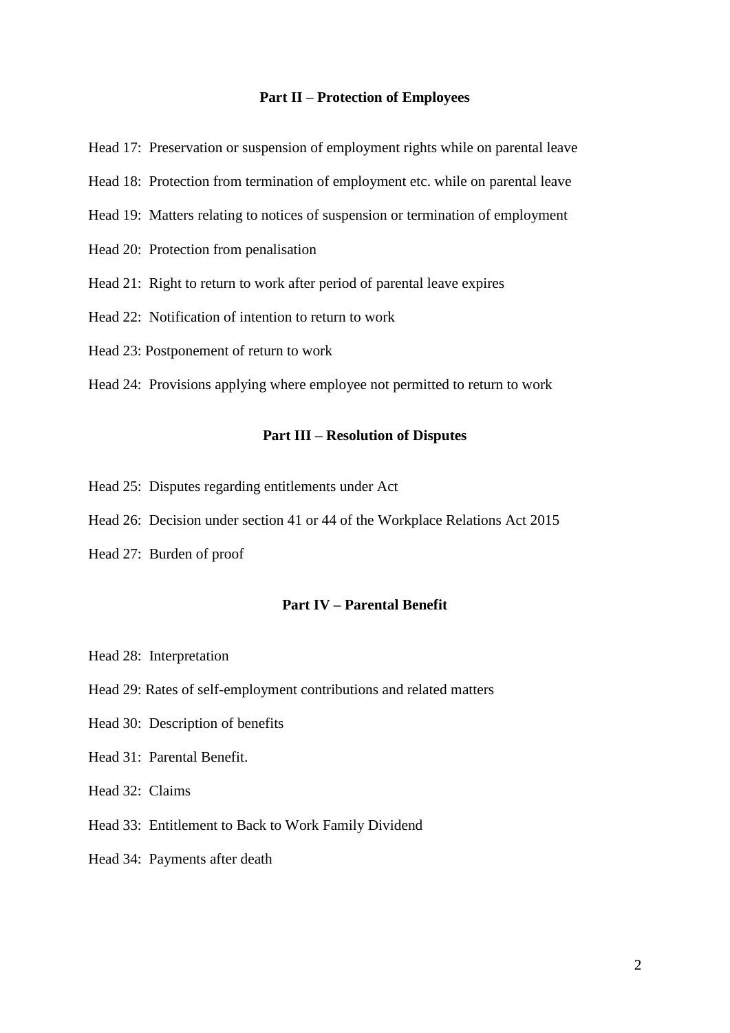## Part II – Protection of Employees

Head 17: Preservation or suspension of employment rights while on parental leave

Head 18: Protection from termination of employment etc. while on parental leave

Head 19: Matters relating to notices of suspension or termination of employment

Head 20: Protection from penalisation

Head 21: Right to return to work after period of parental leave expires

Head 22: Notification of intention to return to work

Head 23: Postponement of return to work

Head 24: Provisions applying where employee not permitted to return to work

## Part III – Resolution of Disputes

Head 25: Disputes regarding entitlements under Act

Head 26: Decision under section 41 or 44 of the Workplace Relations Act 2015

Head 27: Burden of proof

## Part IV – Parental Benefit

Head 28: Interpretation

Head 29: Rates of self-employment contributions and related matters

Head 30: Description of benefits

Head 31: Parental Benefit.

Head 32: Claims

Head 33: Entitlement to Back to Work Family Dividend

Head 34: Payments after death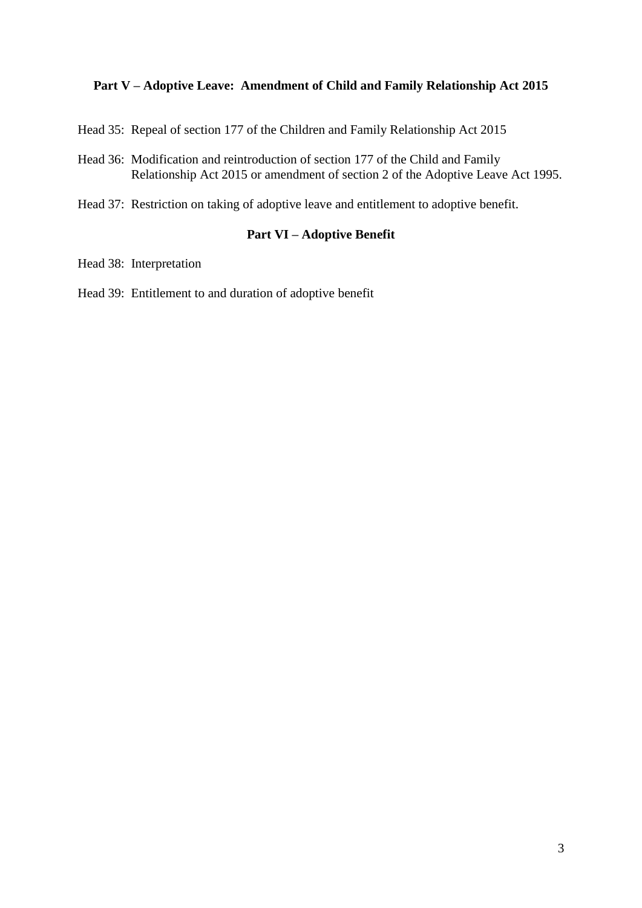**Part V – Adoptive Leave: Amendment of Child and Family Relationship Act 2015**

Head 35: Repeal of section 177 of the Children and Family Relationship Act 2015

Head 36: Modification and reintroduction of section 177 of the Child and Family Relationship Act 2015 or amendment of section 2 of the Adoptive Leave Act 1995.

Head 37: Restriction on taking of adoptive leave and entitlement to adoptive benefit.

**Part VI – Adoptive Benefit**

Head 38: Interpretation

Head 39: Entitlement to and duration of adoptive benefit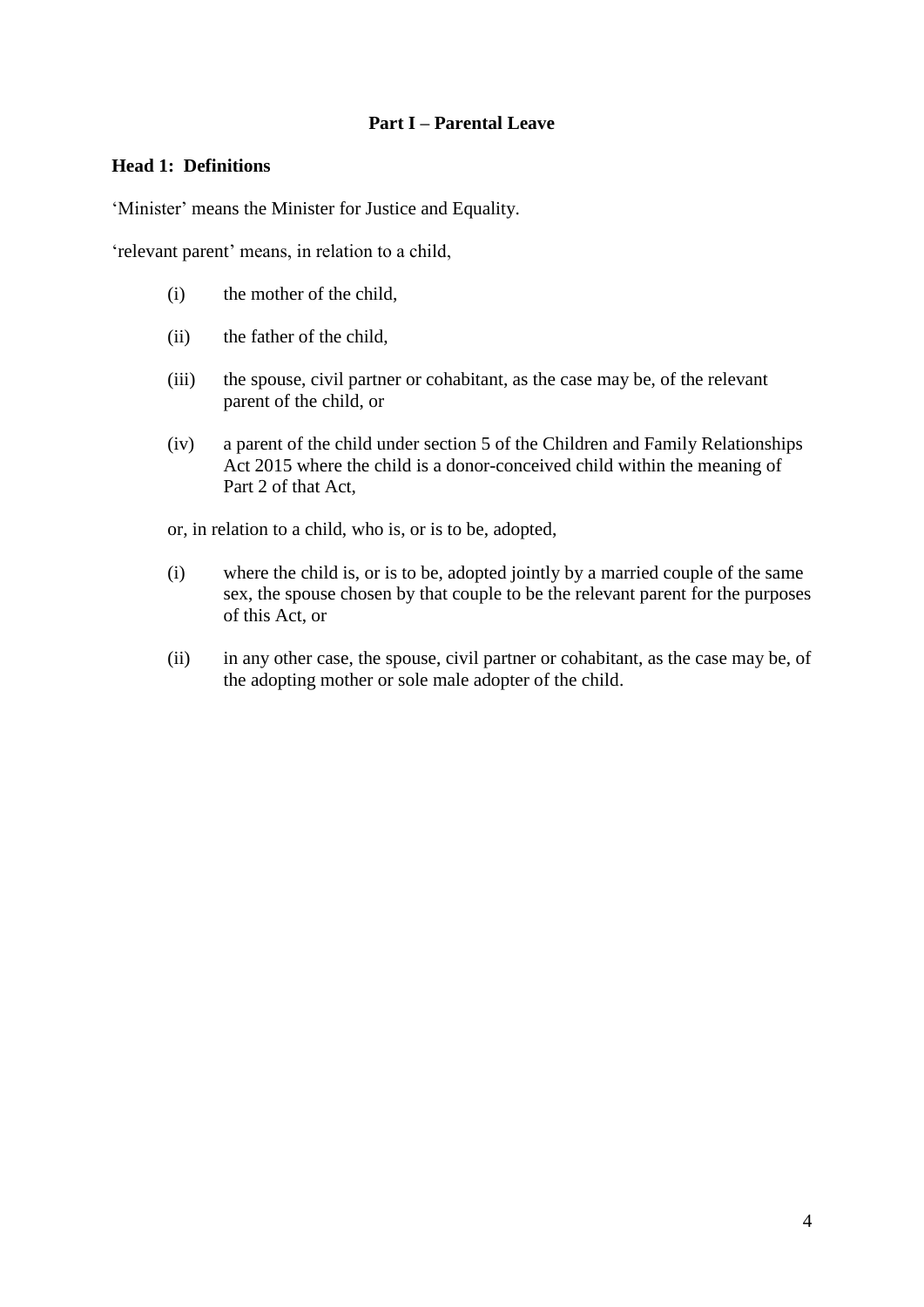## Part I – Parental Leave

### Head 1: Definitions

'Minister' means the Minister for Justice and Equality.

'relevant parent' means, in relation to a child,

(i) the mother of the child,

(ii) the father of the child,

(iii) the spouse, civil partner or cohabitant, as the case may be, of the relevant parent of the child, or

(iv) a parent of the child under section 5 of the Children and Family Relationships Act 2015 where the child is a donor-conceived child within the meaning of Part 2 of that Act,

or, in relation to a child, who is, or is to be, adopted,

(i) where the child is, or is to be, adopted jointly by a married couple of the same sex, the spouse chosen by that couple to be the relevant parent for the purposes of this Act, or

(ii) in any other case, the spouse, civil partner or cohabitant, as the case may be, of the adopting mother or sole male adopter of the child.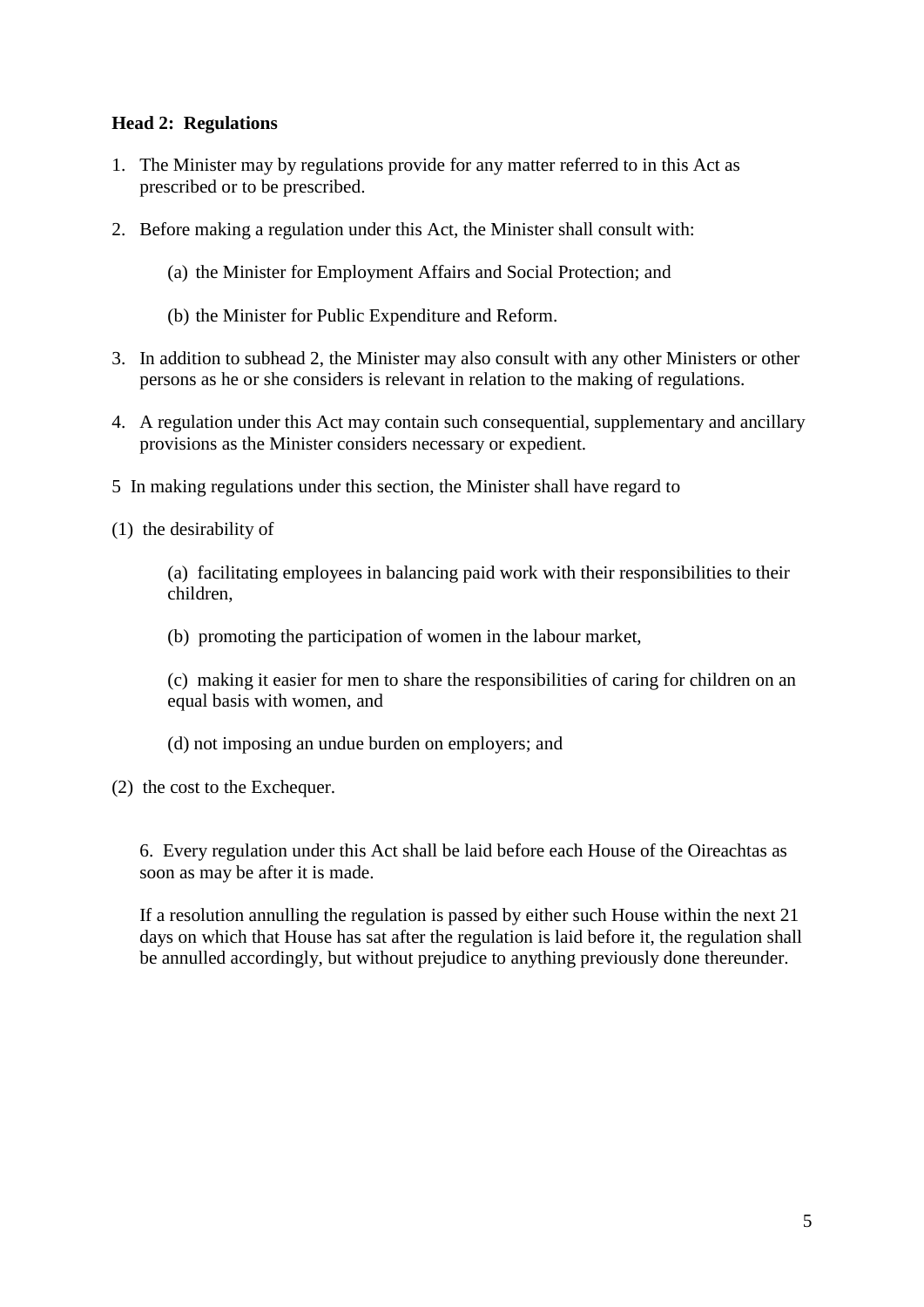**Head 2: Regulations**

1. The Minister may by regulations provide for any matter referred to in this Act as prescribed or to be prescribed.

2. Before making a regulation under this Act, the Minister shall consult with:

   (a) the Minister for Employment Affairs and Social Protection; and

   (b) the Minister for Public Expenditure and Reform.

3. In addition to subhead 2, the Minister may also consult with any other Ministers or other persons as he or she considers is relevant in relation to the making of regulations.

4. A regulation under this Act may contain such consequential, supplementary and ancillary provisions as the Minister considers necessary or expedient.

5 In making regulations under this section, the Minister shall have regard to

(1) the desirability of

   (a) facilitating employees in balancing paid work with their responsibilities to their children,

   (b) promoting the participation of women in the labour market,

   (c) making it easier for men to share the responsibilities of caring for children on an equal basis with women, and

   (d) not imposing an undue burden on employers; and

(2) the cost to the Exchequer.

6. Every regulation under this Act shall be laid before each House of the Oireachtas as soon as may be after it is made.

If a resolution annulling the regulation is passed by either such House within the next 21 days on which that House has sat after the regulation is laid before it, the regulation shall be annulled accordingly, but without prejudice to anything previously done thereunder.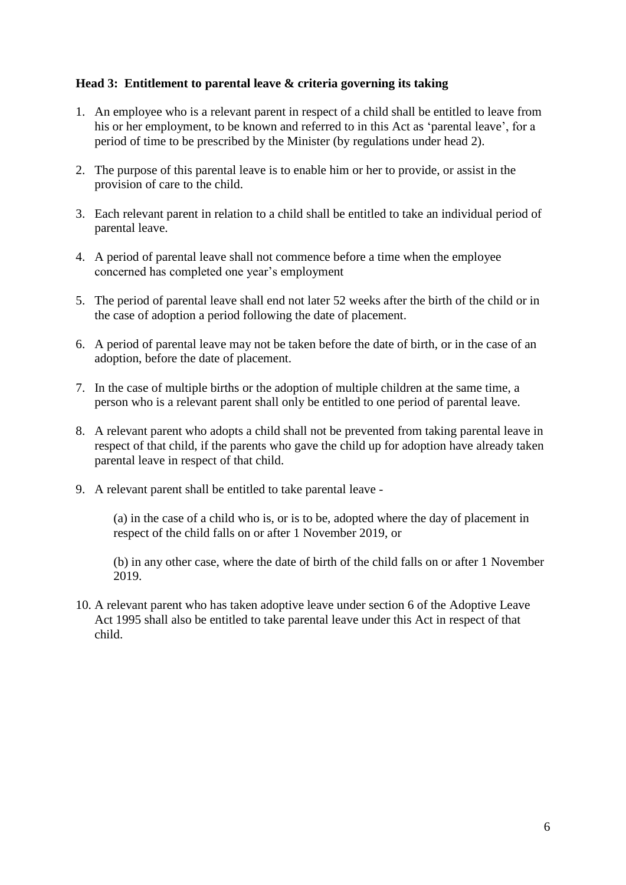**Head 3: Entitlement to parental leave & criteria governing its taking**

1. An employee who is a relevant parent in respect of a child shall be entitled to leave from his or her employment, to be known and referred to in this Act as 'parental leave', for a period of time to be prescribed by the Minister (by regulations under head 2).

2. The purpose of this parental leave is to enable him or her to provide, or assist in the provision of care to the child.

3. Each relevant parent in relation to a child shall be entitled to take an individual period of parental leave.

4. A period of parental leave shall not commence before a time when the employee concerned has completed one year's employment

5. The period of parental leave shall end not later 52 weeks after the birth of the child or in the case of adoption a period following the date of placement.

6. A period of parental leave may not be taken before the date of birth, or in the case of an adoption, before the date of placement.

7. In the case of multiple births or the adoption of multiple children at the same time, a person who is a relevant parent shall only be entitled to one period of parental leave.

8. A relevant parent who adopts a child shall not be prevented from taking parental leave in respect of that child, if the parents who gave the child up for adoption have already taken parental leave in respect of that child.

9. A relevant parent shall be entitled to take parental leave -

   (a) in the case of a child who is, or is to be, adopted where the day of placement in respect of the child falls on or after 1 November 2019, or

   (b) in any other case, where the date of birth of the child falls on or after 1 November 2019.

10. A relevant parent who has taken adoptive leave under section 6 of the Adoptive Leave Act 1995 shall also be entitled to take parental leave under this Act in respect of that child.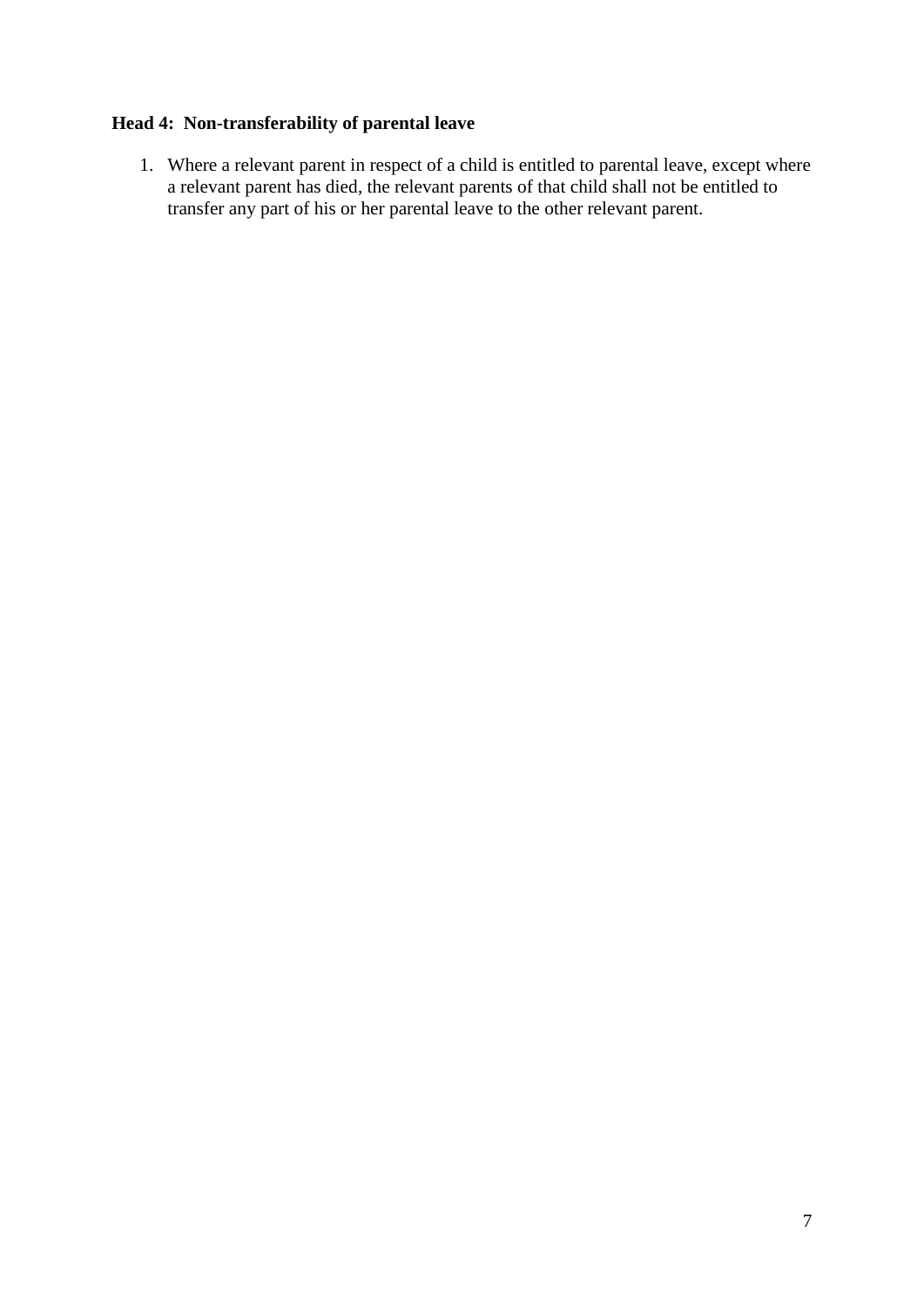**Head 4: Non-transferability of parental leave**

1. Where a relevant parent in respect of a child is entitled to parental leave, except where a relevant parent has died, the relevant parents of that child shall not be entitled to transfer any part of his or her parental leave to the other relevant parent.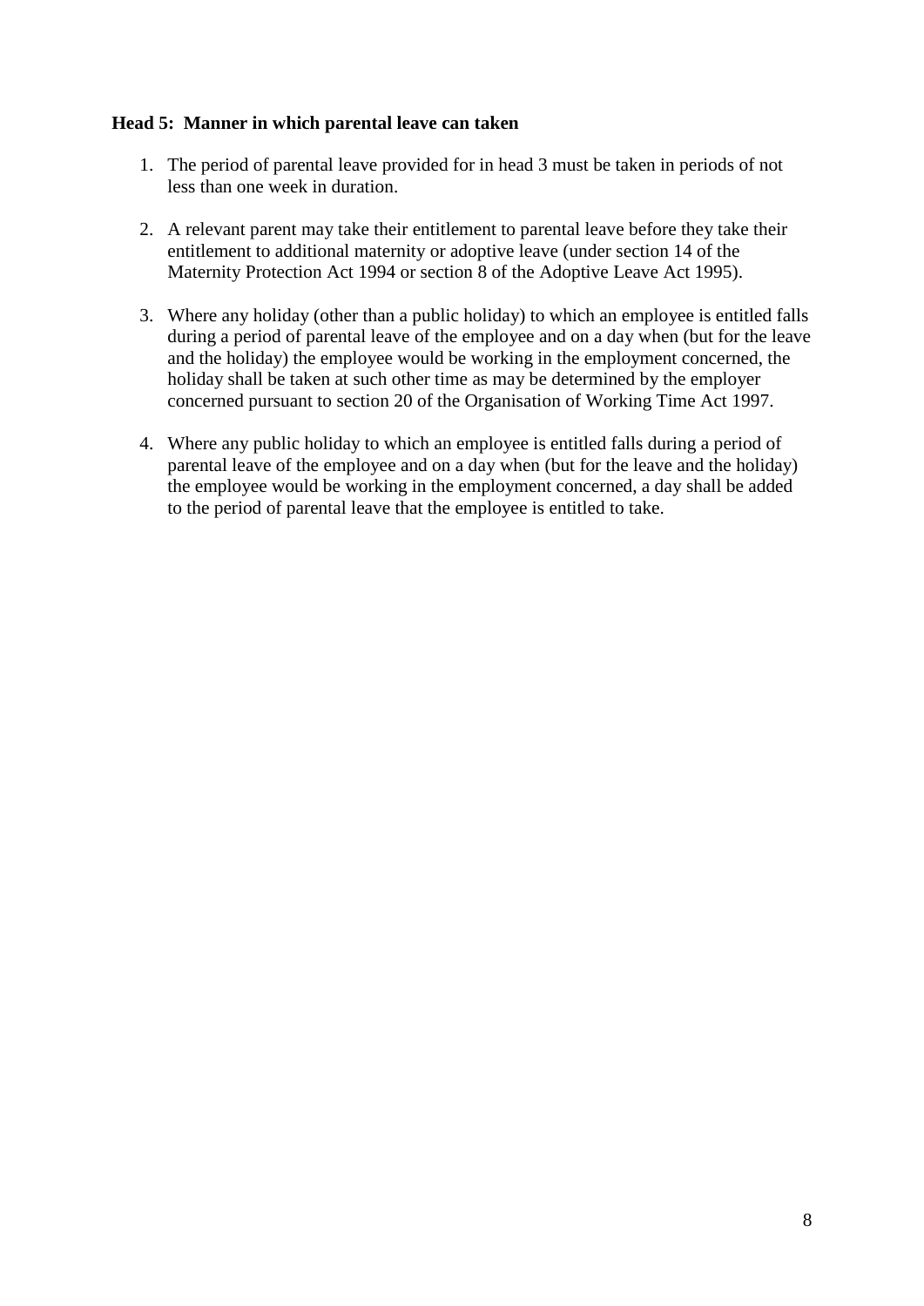**Head 5: Manner in which parental leave can taken**

1. The period of parental leave provided for in head 3 must be taken in periods of not less than one week in duration.

2. A relevant parent may take their entitlement to parental leave before they take their entitlement to additional maternity or adoptive leave (under section 14 of the Maternity Protection Act 1994 or section 8 of the Adoptive Leave Act 1995).

3. Where any holiday (other than a public holiday) to which an employee is entitled falls during a period of parental leave of the employee and on a day when (but for the leave and the holiday) the employee would be working in the employment concerned, the holiday shall be taken at such other time as may be determined by the employer concerned pursuant to section 20 of the Organisation of Working Time Act 1997.

4. Where any public holiday to which an employee is entitled falls during a period of parental leave of the employee and on a day when (but for the leave and the holiday) the employee would be working in the employment concerned, a day shall be added to the period of parental leave that the employee is entitled to take.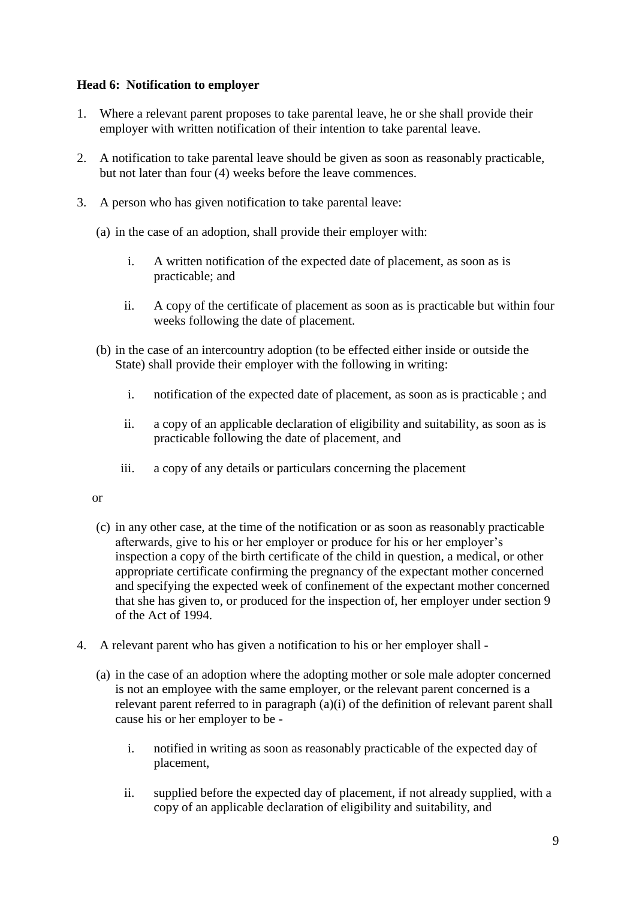**Head 6: Notification to employer**

1. Where a relevant parent proposes to take parental leave, he or she shall provide their employer with written notification of their intention to take parental leave.

2. A notification to take parental leave should be given as soon as reasonably practicable, but not later than four (4) weeks before the leave commences.

3. A person who has given notification to take parental leave:

   (a) in the case of an adoption, shall provide their employer with:

      i. A written notification of the expected date of placement, as soon as is practicable; and

      ii. A copy of the certificate of placement as soon as is practicable but within four weeks following the date of placement.

   (b) in the case of an intercountry adoption (to be effected either inside or outside the State) shall provide their employer with the following in writing:

      i. notification of the expected date of placement, as soon as is practicable ; and

      ii. a copy of an applicable declaration of eligibility and suitability, as soon as is practicable following the date of placement, and

      iii. a copy of any details or particulars concerning the placement

   or

   (c) in any other case, at the time of the notification or as soon as reasonably practicable afterwards, give to his or her employer or produce for his or her employer's inspection a copy of the birth certificate of the child in question, a medical, or other appropriate certificate confirming the pregnancy of the expectant mother concerned and specifying the expected week of confinement of the expectant mother concerned that she has given to, or produced for the inspection of, her employer under section 9 of the Act of 1994.

4. A relevant parent who has given a notification to his or her employer shall -

   (a) in the case of an adoption where the adopting mother or sole male adopter concerned is not an employee with the same employer, or the relevant parent concerned is a relevant parent referred to in paragraph (a)(i) of the definition of relevant parent shall cause his or her employer to be -

      i. notified in writing as soon as reasonably practicable of the expected day of placement,

      ii. supplied before the expected day of placement, if not already supplied, with a copy of an applicable declaration of eligibility and suitability, and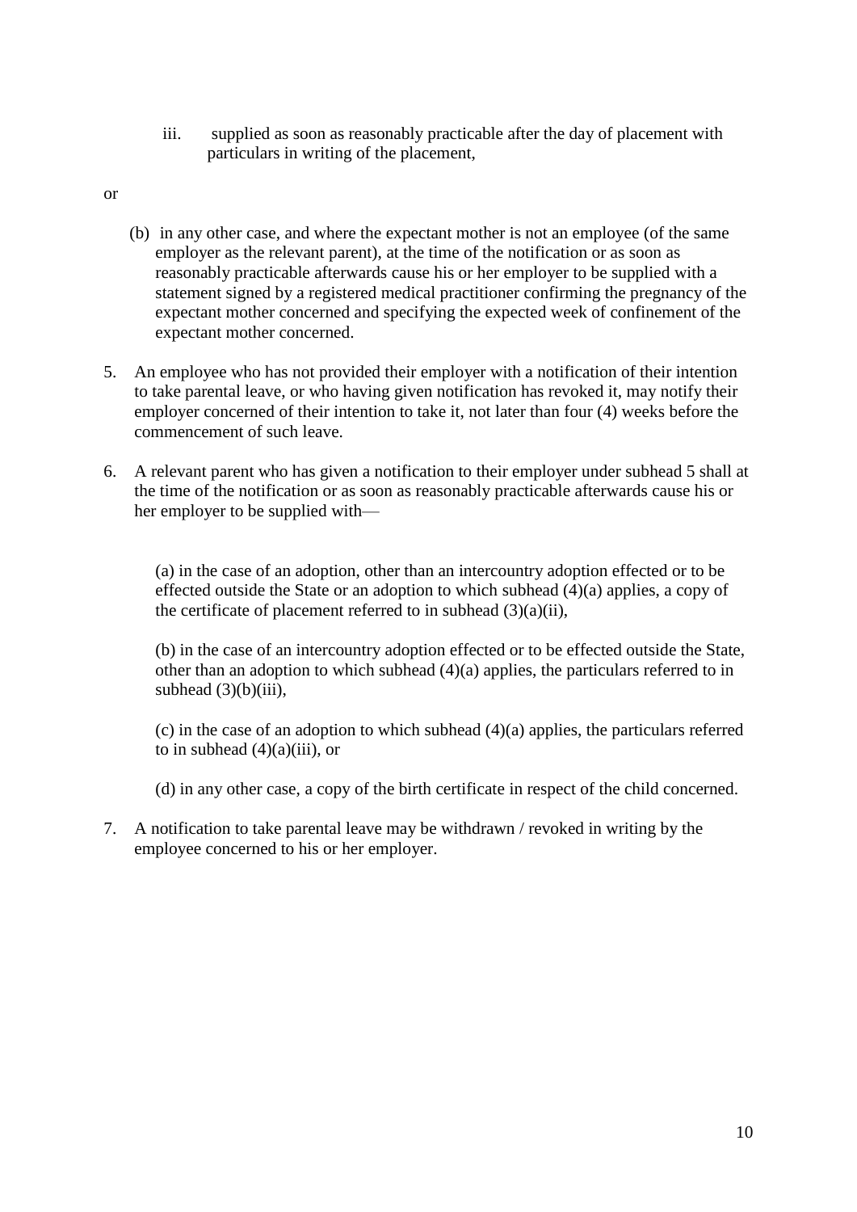iii. supplied as soon as reasonably practicable after the day of placement with particulars in writing of the placement,

or

(b) in any other case, and where the expectant mother is not an employee (of the same employer as the relevant parent), at the time of the notification or as soon as reasonably practicable afterwards cause his or her employer to be supplied with a statement signed by a registered medical practitioner confirming the pregnancy of the expectant mother concerned and specifying the expected week of confinement of the expectant mother concerned.

5. An employee who has not provided their employer with a notification of their intention to take parental leave, or who having given notification has revoked it, may notify their employer concerned of their intention to take it, not later than four (4) weeks before the commencement of such leave.

6. A relevant parent who has given a notification to their employer under subhead 5 shall at the time of the notification or as soon as reasonably practicable afterwards cause his or her employer to be supplied with—

   (a) in the case of an adoption, other than an intercountry adoption effected or to be effected outside the State or an adoption to which subhead (4)(a) applies, a copy of the certificate of placement referred to in subhead (3)(a)(ii),

   (b) in the case of an intercountry adoption effected or to be effected outside the State, other than an adoption to which subhead (4)(a) applies, the particulars referred to in subhead (3)(b)(iii),

   (c) in the case of an adoption to which subhead (4)(a) applies, the particulars referred to in subhead (4)(a)(iii), or

   (d) in any other case, a copy of the birth certificate in respect of the child concerned.

7. A notification to take parental leave may be withdrawn / revoked in writing by the employee concerned to his or her employer.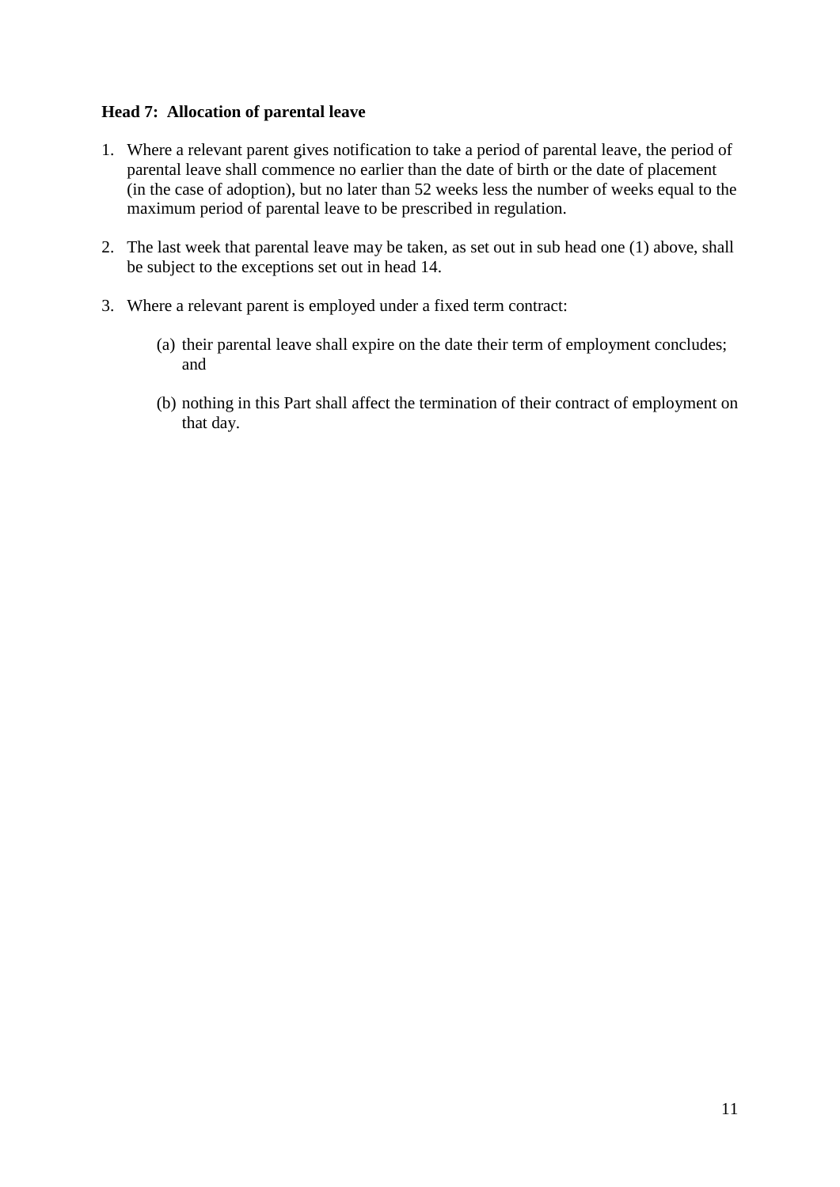**Head 7: Allocation of parental leave**

1. Where a relevant parent gives notification to take a period of parental leave, the period of parental leave shall commence no earlier than the date of birth or the date of placement (in the case of adoption), but no later than 52 weeks less the number of weeks equal to the maximum period of parental leave to be prescribed in regulation.

2. The last week that parental leave may be taken, as set out in sub head one (1) above, shall be subject to the exceptions set out in head 14.

3. Where a relevant parent is employed under a fixed term contract:

   (a) their parental leave shall expire on the date their term of employment concludes; and

   (b) nothing in this Part shall affect the termination of their contract of employment on that day.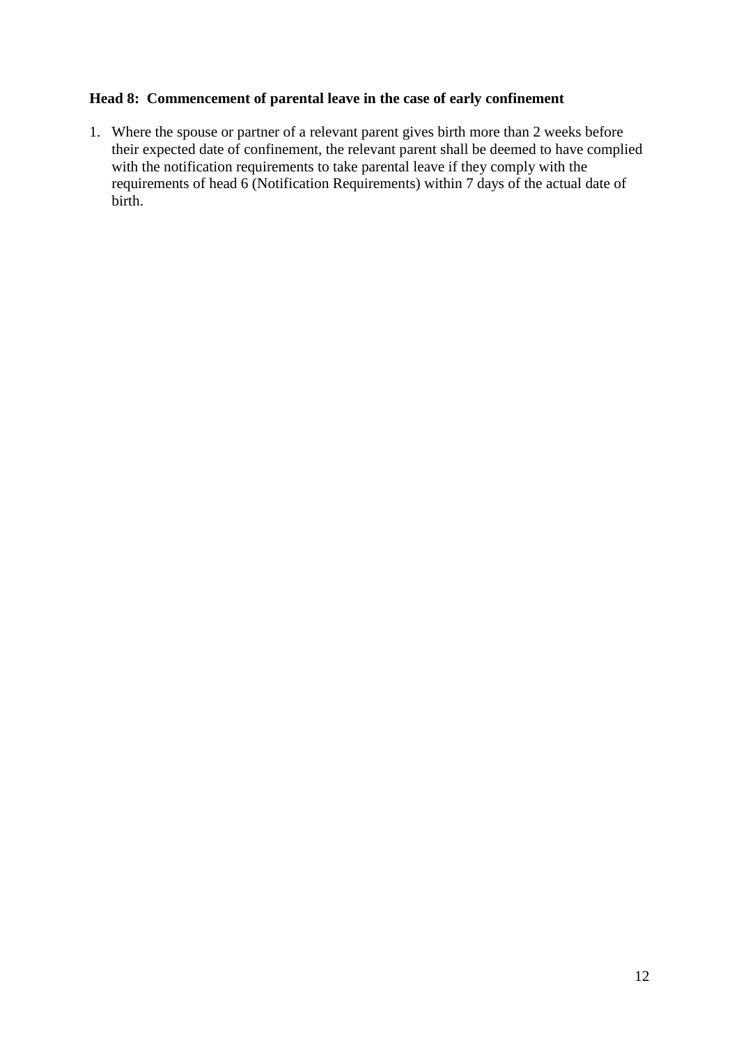**Head 8: Commencement of parental leave in the case of early confinement**

1. Where the spouse or partner of a relevant parent gives birth more than 2 weeks before their expected date of confinement, the relevant parent shall be deemed to have complied with the notification requirements to take parental leave if they comply with the requirements of head 6 (Notification Requirements) within 7 days of the actual date of birth.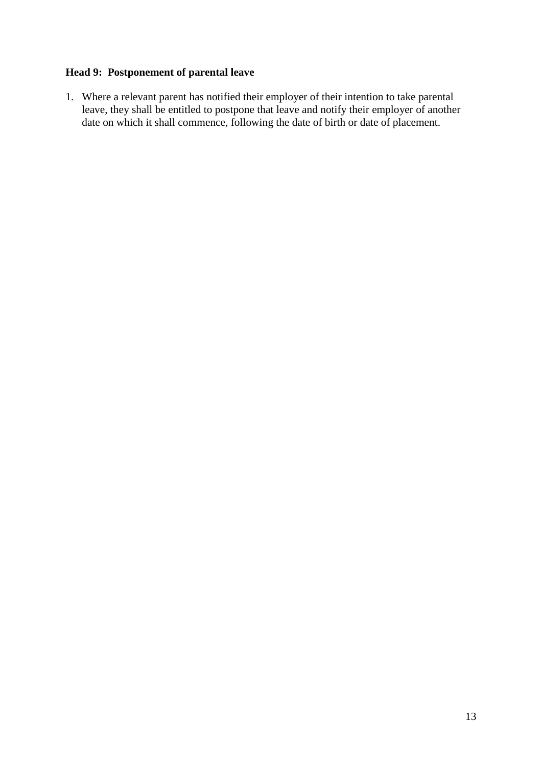**Head 9: Postponement of parental leave**

1. Where a relevant parent has notified their employer of their intention to take parental leave, they shall be entitled to postpone that leave and notify their employer of another date on which it shall commence, following the date of birth or date of placement.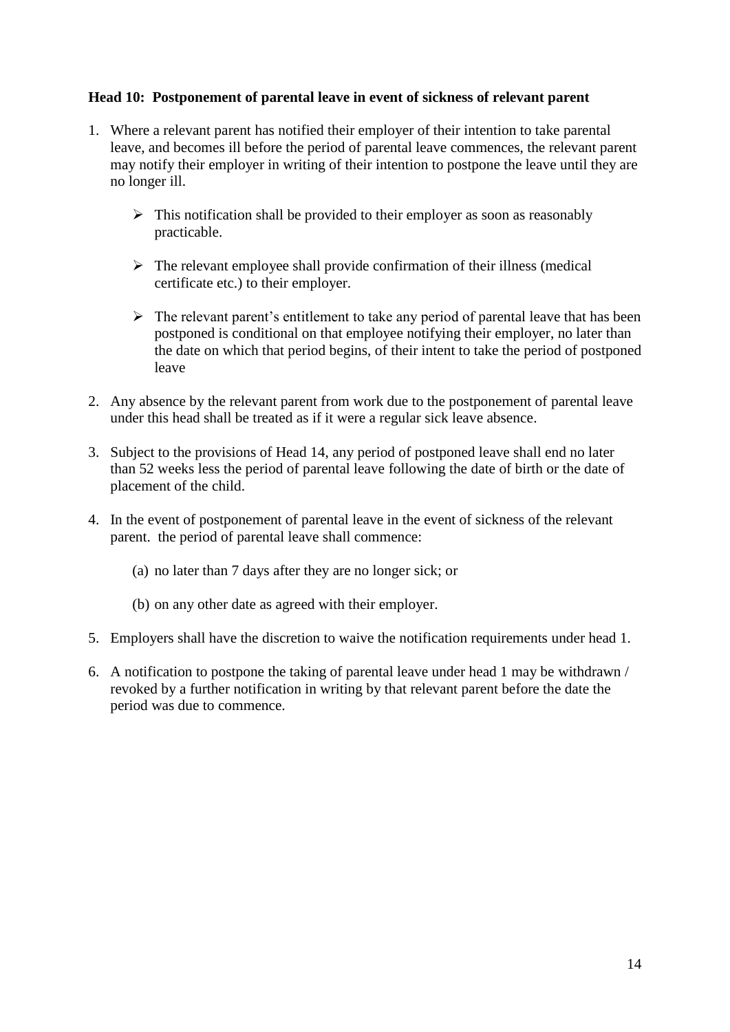**Head 10: Postponement of parental leave in event of sickness of relevant parent**

1. Where a relevant parent has notified their employer of their intention to take parental leave, and becomes ill before the period of parental leave commences, the relevant parent may notify their employer in writing of their intention to postpone the leave until they are no longer ill.

   - This notification shall be provided to their employer as soon as reasonably practicable.

   - The relevant employee shall provide confirmation of their illness (medical certificate etc.) to their employer.

   - The relevant parent's entitlement to take any period of parental leave that has been postponed is conditional on that employee notifying their employer, no later than the date on which that period begins, of their intent to take the period of postponed leave

2. Any absence by the relevant parent from work due to the postponement of parental leave under this head shall be treated as if it were a regular sick leave absence.

3. Subject to the provisions of Head 14, any period of postponed leave shall end no later than 52 weeks less the period of parental leave following the date of birth or the date of placement of the child.

4. In the event of postponement of parental leave in the event of sickness of the relevant parent. the period of parental leave shall commence:

   (a) no later than 7 days after they are no longer sick; or

   (b) on any other date as agreed with their employer.

5. Employers shall have the discretion to waive the notification requirements under head 1.

6. A notification to postpone the taking of parental leave under head 1 may be withdrawn / revoked by a further notification in writing by that relevant parent before the date the period was due to commence.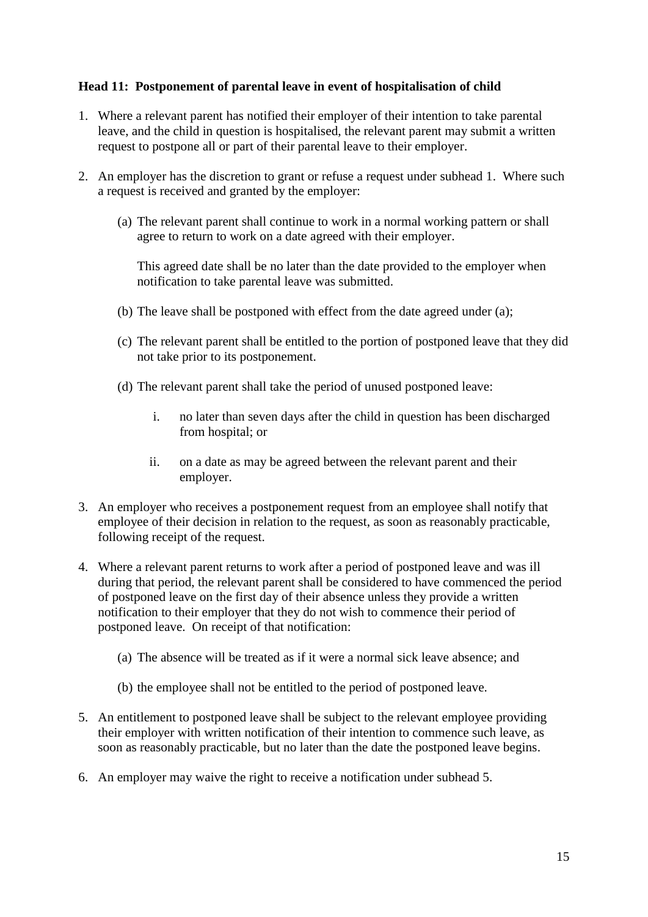**Head 11: Postponement of parental leave in event of hospitalisation of child**

1. Where a relevant parent has notified their employer of their intention to take parental leave, and the child in question is hospitalised, the relevant parent may submit a written request to postpone all or part of their parental leave to their employer.

2. An employer has the discretion to grant or refuse a request under subhead 1. Where such a request is received and granted by the employer:

   (a) The relevant parent shall continue to work in a normal working pattern or shall agree to return to work on a date agreed with their employer.

   This agreed date shall be no later than the date provided to the employer when notification to take parental leave was submitted.

   (b) The leave shall be postponed with effect from the date agreed under (a);

   (c) The relevant parent shall be entitled to the portion of postponed leave that they did not take prior to its postponement.

   (d) The relevant parent shall take the period of unused postponed leave:

      i. no later than seven days after the child in question has been discharged from hospital; or

      ii. on a date as may be agreed between the relevant parent and their employer.

3. An employer who receives a postponement request from an employee shall notify that employee of their decision in relation to the request, as soon as reasonably practicable, following receipt of the request.

4. Where a relevant parent returns to work after a period of postponed leave and was ill during that period, the relevant parent shall be considered to have commenced the period of postponed leave on the first day of their absence unless they provide a written notification to their employer that they do not wish to commence their period of postponed leave. On receipt of that notification:

   (a) The absence will be treated as if it were a normal sick leave absence; and

   (b) the employee shall not be entitled to the period of postponed leave.

5. An entitlement to postponed leave shall be subject to the relevant employee providing their employer with written notification of their intention to commence such leave, as soon as reasonably practicable, but no later than the date the postponed leave begins.

6. An employer may waive the right to receive a notification under subhead 5.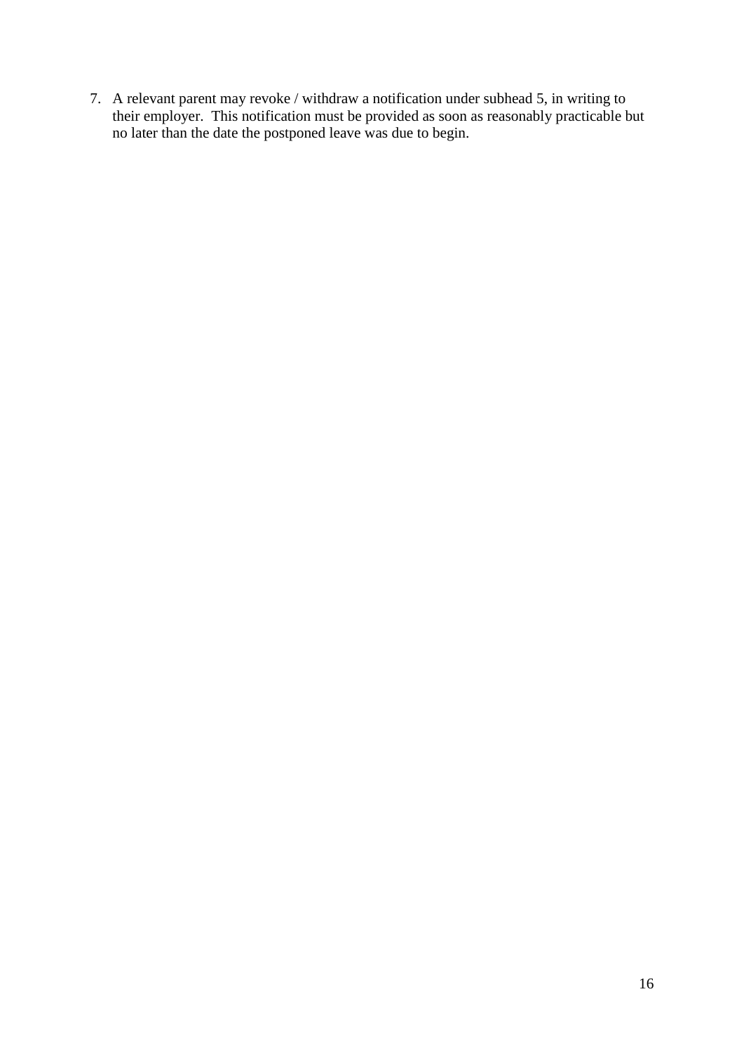7. A relevant parent may revoke / withdraw a notification under subhead 5, in writing to their employer. This notification must be provided as soon as reasonably practicable but no later than the date the postponed leave was due to begin.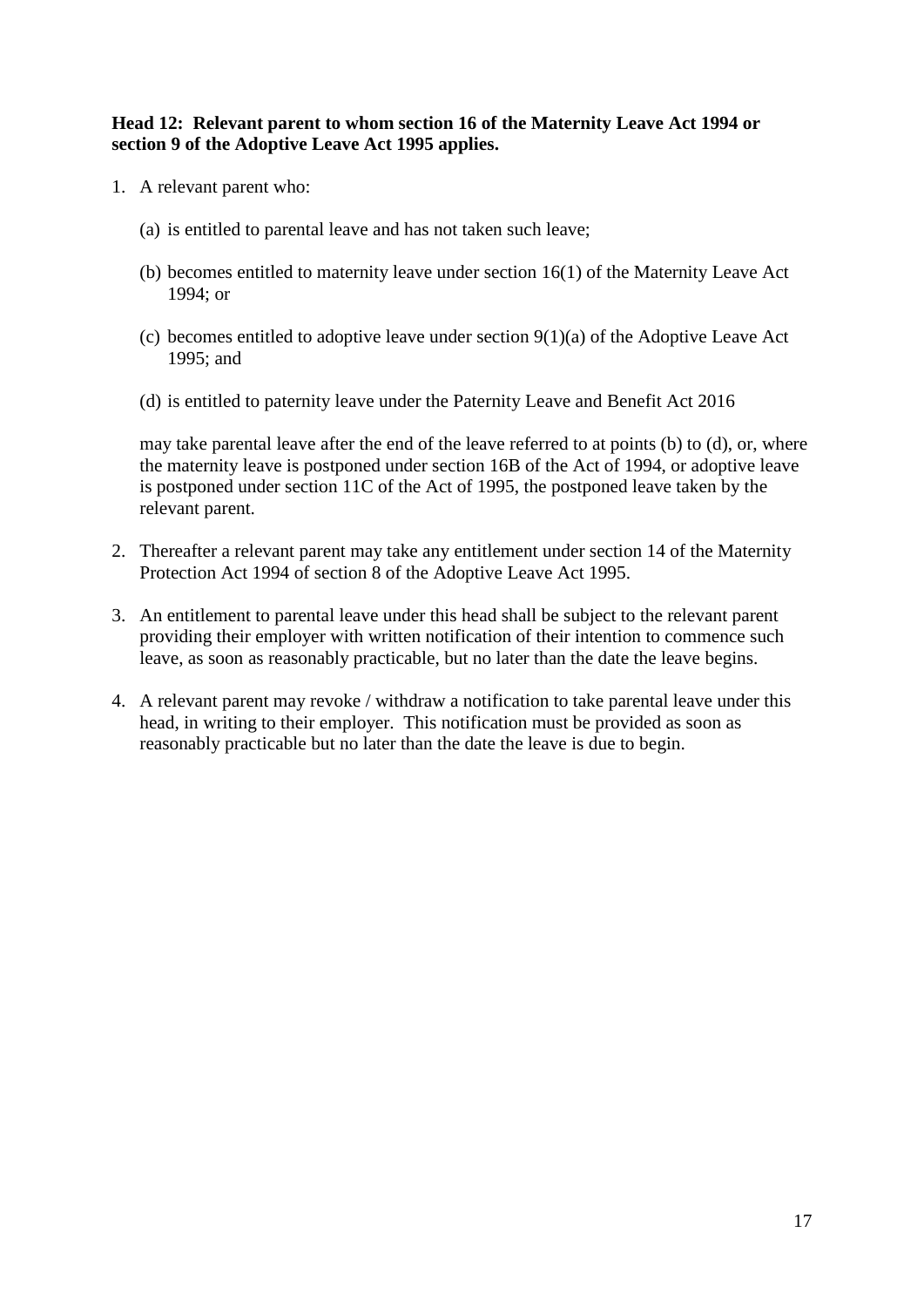**Head 12: Relevant parent to whom section 16 of the Maternity Leave Act 1994 or section 9 of the Adoptive Leave Act 1995 applies.**

1. A relevant parent who:

   (a) is entitled to parental leave and has not taken such leave;

   (b) becomes entitled to maternity leave under section 16(1) of the Maternity Leave Act 1994; or

   (c) becomes entitled to adoptive leave under section 9(1)(a) of the Adoptive Leave Act 1995; and

   (d) is entitled to paternity leave under the Paternity Leave and Benefit Act 2016

   may take parental leave after the end of the leave referred to at points (b) to (d), or, where the maternity leave is postponed under section 16B of the Act of 1994, or adoptive leave is postponed under section 11C of the Act of 1995, the postponed leave taken by the relevant parent.

2. Thereafter a relevant parent may take any entitlement under section 14 of the Maternity Protection Act 1994 of section 8 of the Adoptive Leave Act 1995.

3. An entitlement to parental leave under this head shall be subject to the relevant parent providing their employer with written notification of their intention to commence such leave, as soon as reasonably practicable, but no later than the date the leave begins.

4. A relevant parent may revoke / withdraw a notification to take parental leave under this head, in writing to their employer. This notification must be provided as soon as reasonably practicable but no later than the date the leave is due to begin.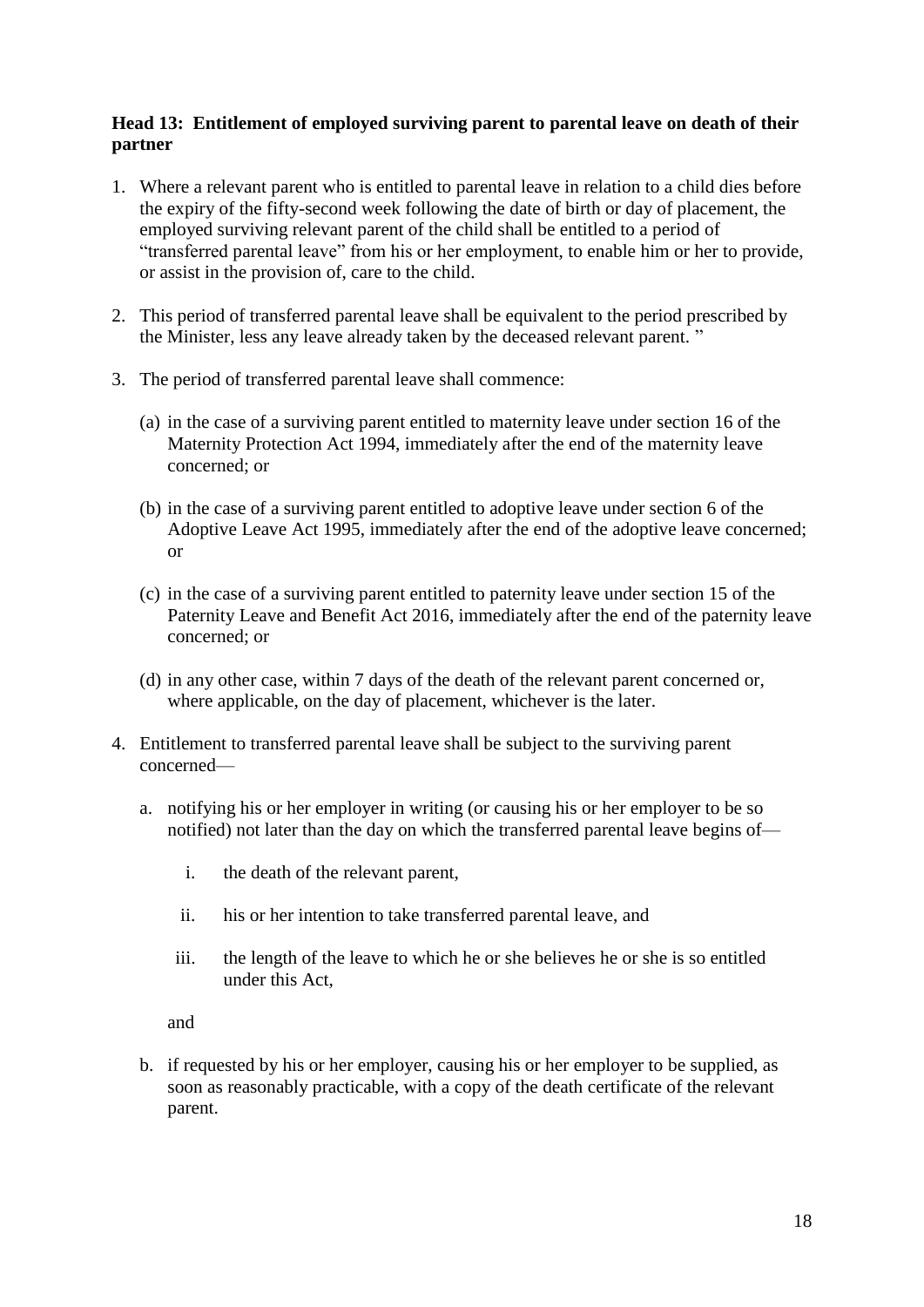**Head 13: Entitlement of employed surviving parent to parental leave on death of their partner**

1. Where a relevant parent who is entitled to parental leave in relation to a child dies before the expiry of the fifty-second week following the date of birth or day of placement, the employed surviving relevant parent of the child shall be entitled to a period of "transferred parental leave" from his or her employment, to enable him or her to provide, or assist in the provision of, care to the child.

2. This period of transferred parental leave shall be equivalent to the period prescribed by the Minister, less any leave already taken by the deceased relevant parent. "

3. The period of transferred parental leave shall commence:

   (a) in the case of a surviving parent entitled to maternity leave under section 16 of the Maternity Protection Act 1994, immediately after the end of the maternity leave concerned; or

   (b) in the case of a surviving parent entitled to adoptive leave under section 6 of the Adoptive Leave Act 1995, immediately after the end of the adoptive leave concerned; or

   (c) in the case of a surviving parent entitled to paternity leave under section 15 of the Paternity Leave and Benefit Act 2016, immediately after the end of the paternity leave concerned; or

   (d) in any other case, within 7 days of the death of the relevant parent concerned or, where applicable, on the day of placement, whichever is the later.

4. Entitlement to transferred parental leave shall be subject to the surviving parent concerned—

   a. notifying his or her employer in writing (or causing his or her employer to be so notified) not later than the day on which the transferred parental leave begins of—

      i. the death of the relevant parent,

      ii. his or her intention to take transferred parental leave, and

      iii. the length of the leave to which he or she believes he or she is so entitled under this Act,

      and

   b. if requested by his or her employer, causing his or her employer to be supplied, as soon as reasonably practicable, with a copy of the death certificate of the relevant parent.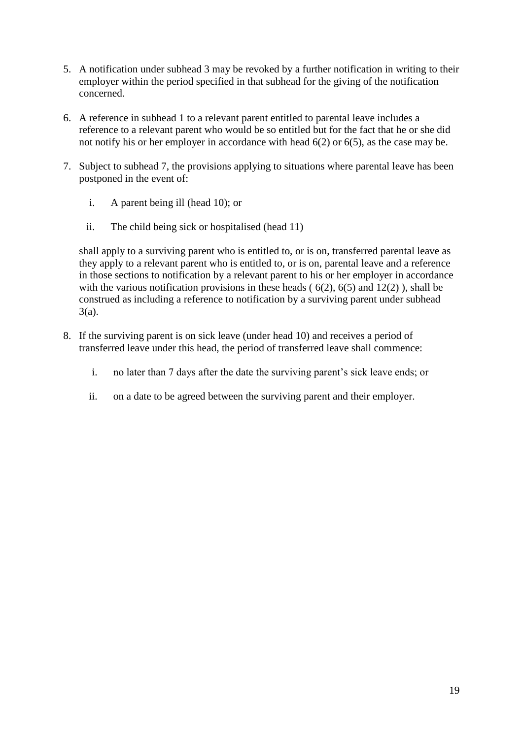5. A notification under subhead 3 may be revoked by a further notification in writing to their employer within the period specified in that subhead for the giving of the notification concerned.

6. A reference in subhead 1 to a relevant parent entitled to parental leave includes a reference to a relevant parent who would be so entitled but for the fact that he or she did not notify his or her employer in accordance with head 6(2) or 6(5), as the case may be.

7. Subject to subhead 7, the provisions applying to situations where parental leave has been postponed in the event of:

   i. A parent being ill (head 10); or

   ii. The child being sick or hospitalised (head 11)

   shall apply to a surviving parent who is entitled to, or is on, transferred parental leave as they apply to a relevant parent who is entitled to, or is on, parental leave and a reference in those sections to notification by a relevant parent to his or her employer in accordance with the various notification provisions in these heads ( 6(2), 6(5) and 12(2) ), shall be construed as including a reference to notification by a surviving parent under subhead 3(a).

8. If the surviving parent is on sick leave (under head 10) and receives a period of transferred leave under this head, the period of transferred leave shall commence:

   i. no later than 7 days after the date the surviving parent's sick leave ends; or

   ii. on a date to be agreed between the surviving parent and their employer.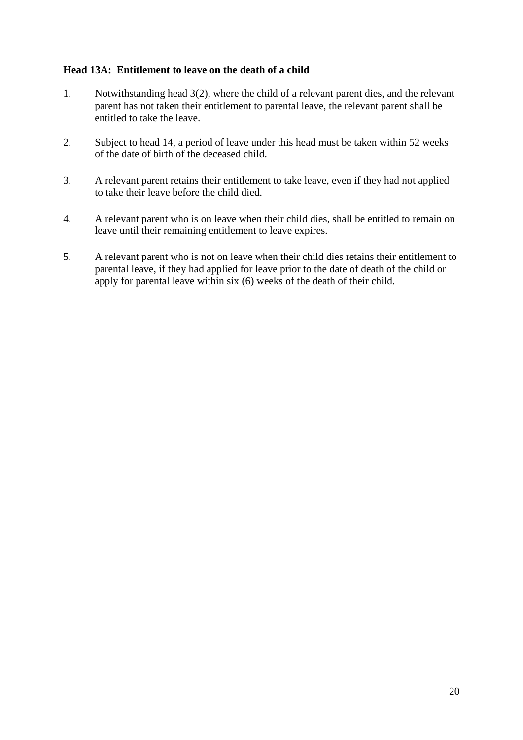**Head 13A: Entitlement to leave on the death of a child**

1. Notwithstanding head 3(2), where the child of a relevant parent dies, and the relevant parent has not taken their entitlement to parental leave, the relevant parent shall be entitled to take the leave.

2. Subject to head 14, a period of leave under this head must be taken within 52 weeks of the date of birth of the deceased child.

3. A relevant parent retains their entitlement to take leave, even if they had not applied to take their leave before the child died.

4. A relevant parent who is on leave when their child dies, shall be entitled to remain on leave until their remaining entitlement to leave expires.

5. A relevant parent who is not on leave when their child dies retains their entitlement to parental leave, if they had applied for leave prior to the date of death of the child or apply for parental leave within six (6) weeks of the death of their child.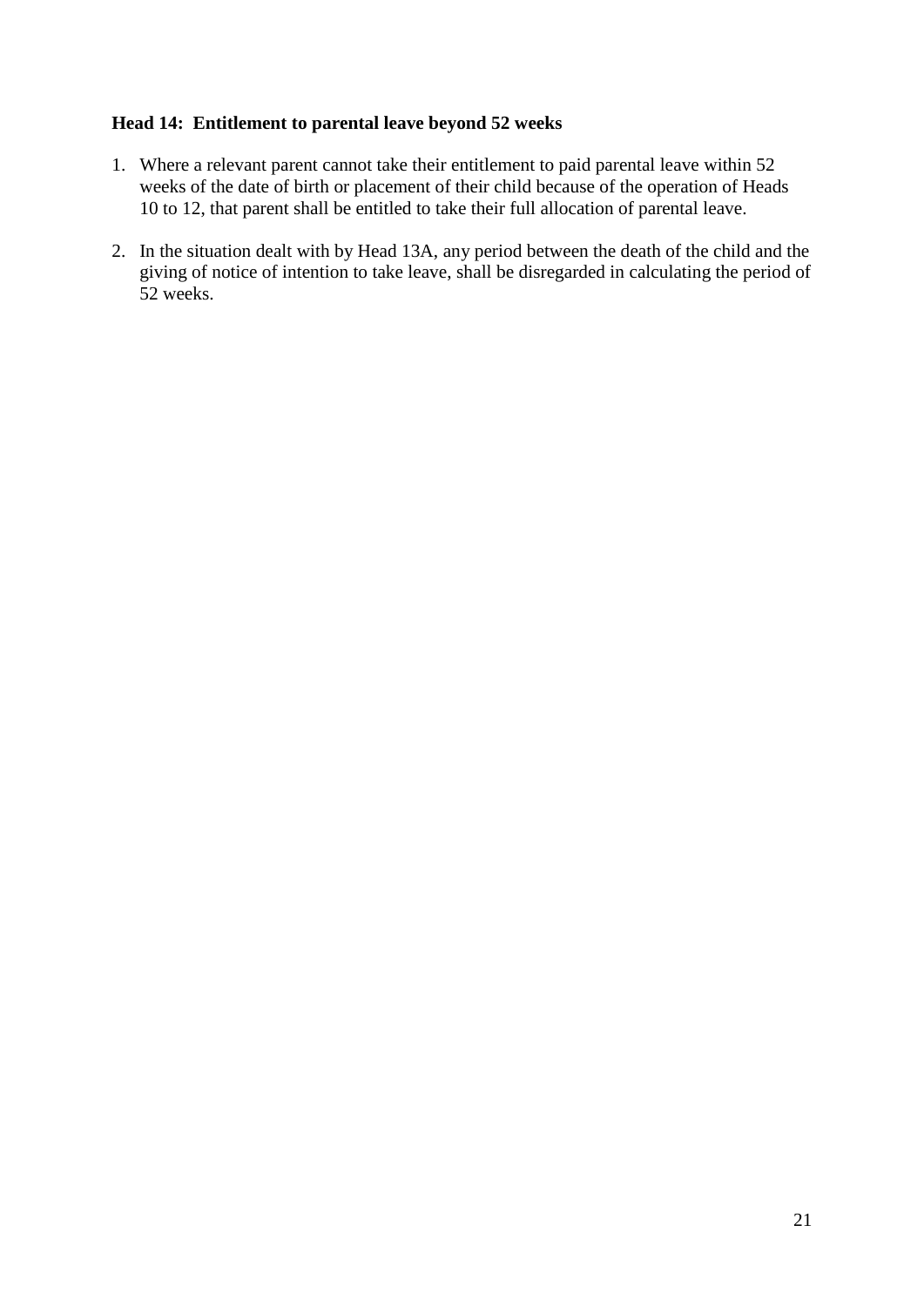**Head 14: Entitlement to parental leave beyond 52 weeks**

1. Where a relevant parent cannot take their entitlement to paid parental leave within 52 weeks of the date of birth or placement of their child because of the operation of Heads 10 to 12, that parent shall be entitled to take their full allocation of parental leave.

2. In the situation dealt with by Head 13A, any period between the death of the child and the giving of notice of intention to take leave, shall be disregarded in calculating the period of 52 weeks.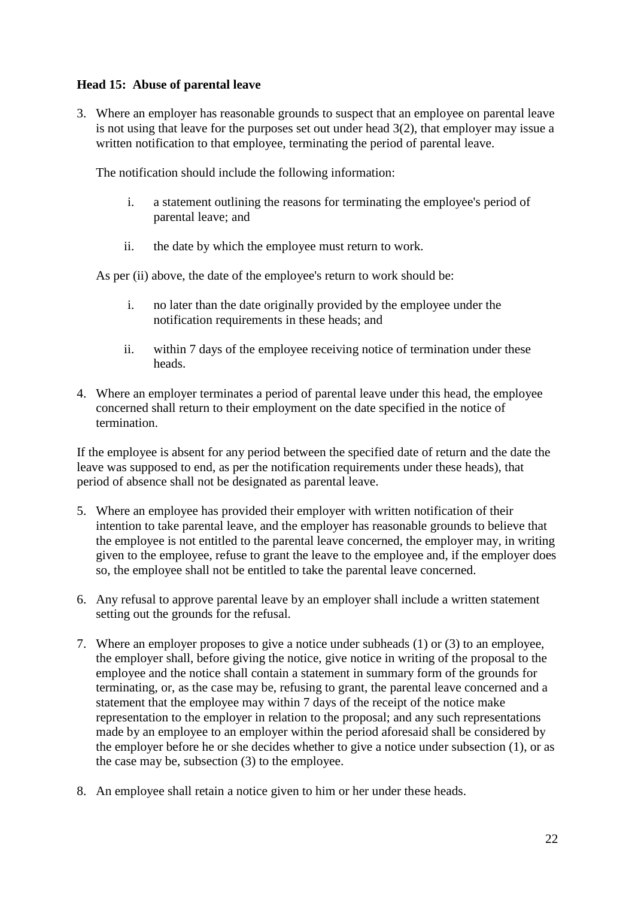**Head 15: Abuse of parental leave**

3. Where an employer has reasonable grounds to suspect that an employee on parental leave is not using that leave for the purposes set out under head 3(2), that employer may issue a written notification to that employee, terminating the period of parental leave.

   The notification should include the following information:

   i. a statement outlining the reasons for terminating the employee's period of parental leave; and

   ii. the date by which the employee must return to work.

   As per (ii) above, the date of the employee's return to work should be:

   i. no later than the date originally provided by the employee under the notification requirements in these heads; and

   ii. within 7 days of the employee receiving notice of termination under these heads.

4. Where an employer terminates a period of parental leave under this head, the employee concerned shall return to their employment on the date specified in the notice of termination.

If the employee is absent for any period between the specified date of return and the date the leave was supposed to end, as per the notification requirements under these heads), that period of absence shall not be designated as parental leave.

5. Where an employee has provided their employer with written notification of their intention to take parental leave, and the employer has reasonable grounds to believe that the employee is not entitled to the parental leave concerned, the employer may, in writing given to the employee, refuse to grant the leave to the employee and, if the employer does so, the employee shall not be entitled to take the parental leave concerned.

6. Any refusal to approve parental leave by an employer shall include a written statement setting out the grounds for the refusal.

7. Where an employer proposes to give a notice under subheads (1) or (3) to an employee, the employer shall, before giving the notice, give notice in writing of the proposal to the employee and the notice shall contain a statement in summary form of the grounds for terminating, or, as the case may be, refusing to grant, the parental leave concerned and a statement that the employee may within 7 days of the receipt of the notice make representation to the employer in relation to the proposal; and any such representations made by an employee to an employer within the period aforesaid shall be considered by the employer before he or she decides whether to give a notice under subsection (1), or as the case may be, subsection (3) to the employee.

8. An employee shall retain a notice given to him or her under these heads.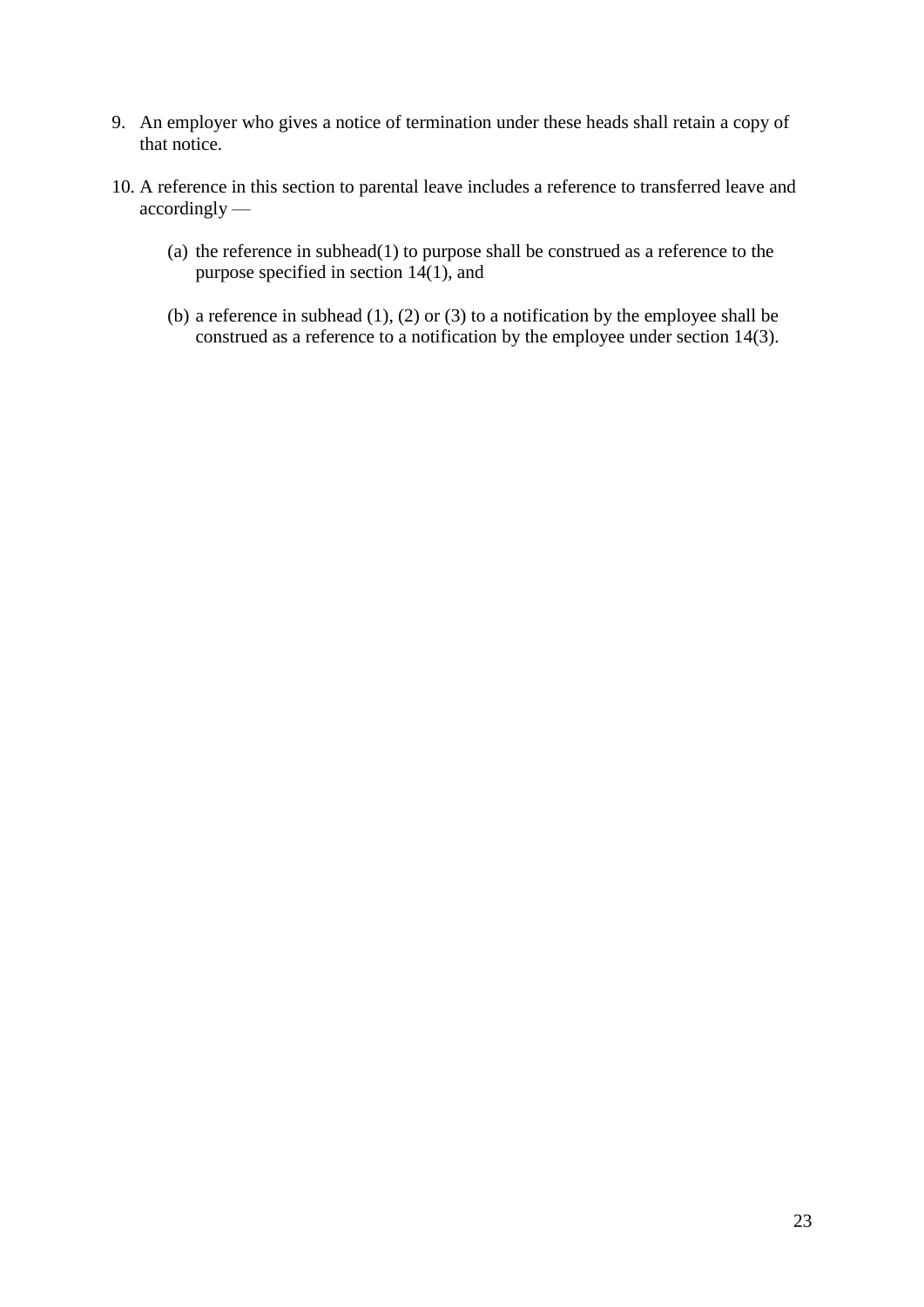9. An employer who gives a notice of termination under these heads shall retain a copy of that notice.

10. A reference in this section to parental leave includes a reference to transferred leave and accordingly —

    (a) the reference in subhead(1) to purpose shall be construed as a reference to the purpose specified in section 14(1), and

    (b) a reference in subhead (1), (2) or (3) to a notification by the employee shall be construed as a reference to a notification by the employee under section 14(3).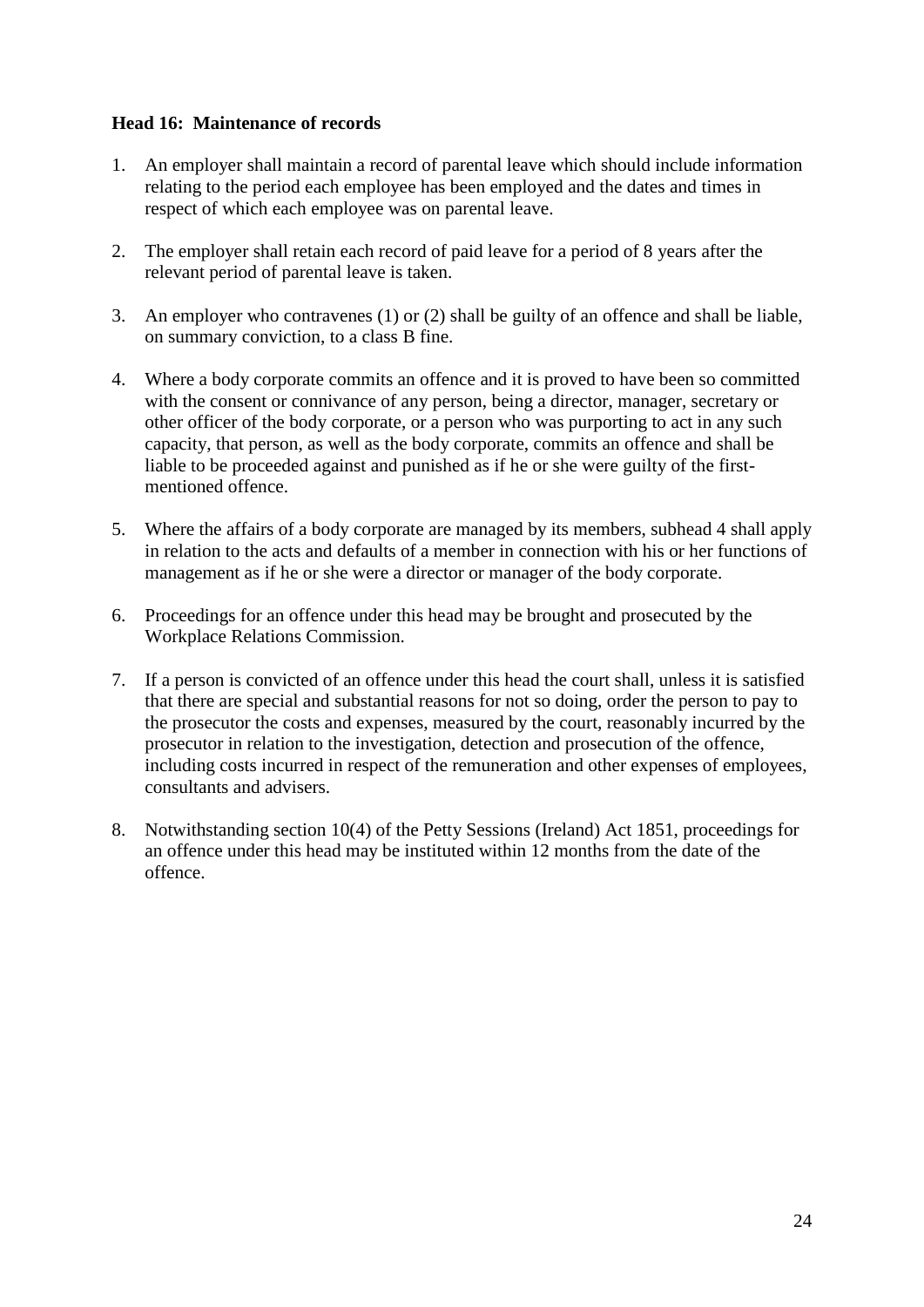**Head 16: Maintenance of records**

1. An employer shall maintain a record of parental leave which should include information relating to the period each employee has been employed and the dates and times in respect of which each employee was on parental leave.

2. The employer shall retain each record of paid leave for a period of 8 years after the relevant period of parental leave is taken.

3. An employer who contravenes (1) or (2) shall be guilty of an offence and shall be liable, on summary conviction, to a class B fine.

4. Where a body corporate commits an offence and it is proved to have been so committed with the consent or connivance of any person, being a director, manager, secretary or other officer of the body corporate, or a person who was purporting to act in any such capacity, that person, as well as the body corporate, commits an offence and shall be liable to be proceeded against and punished as if he or she were guilty of the first-mentioned offence.

5. Where the affairs of a body corporate are managed by its members, subhead 4 shall apply in relation to the acts and defaults of a member in connection with his or her functions of management as if he or she were a director or manager of the body corporate.

6. Proceedings for an offence under this head may be brought and prosecuted by the Workplace Relations Commission.

7. If a person is convicted of an offence under this head the court shall, unless it is satisfied that there are special and substantial reasons for not so doing, order the person to pay to the prosecutor the costs and expenses, measured by the court, reasonably incurred by the prosecutor in relation to the investigation, detection and prosecution of the offence, including costs incurred in respect of the remuneration and other expenses of employees, consultants and advisers.

8. Notwithstanding section 10(4) of the Petty Sessions (Ireland) Act 1851, proceedings for an offence under this head may be instituted within 12 months from the date of the offence.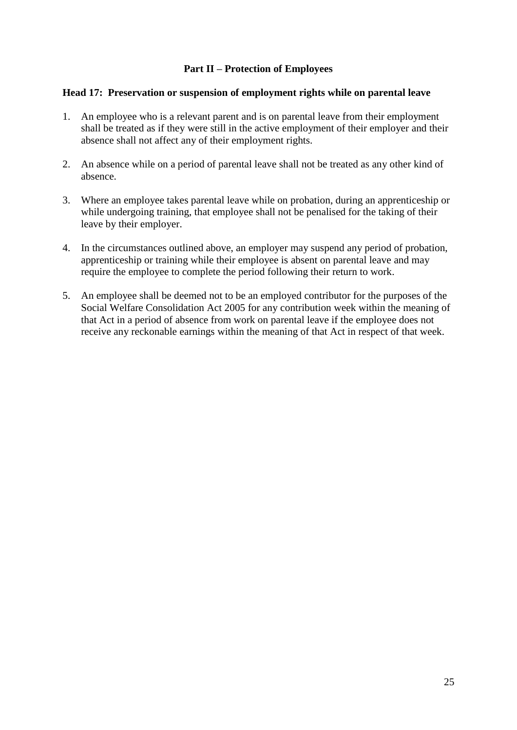## Part II – Protection of Employees

### Head 17: Preservation or suspension of employment rights while on parental leave

1. An employee who is a relevant parent and is on parental leave from their employment shall be treated as if they were still in the active employment of their employer and their absence shall not affect any of their employment rights.

2. An absence while on a period of parental leave shall not be treated as any other kind of absence.

3. Where an employee takes parental leave while on probation, during an apprenticeship or while undergoing training, that employee shall not be penalised for the taking of their leave by their employer.

4. In the circumstances outlined above, an employer may suspend any period of probation, apprenticeship or training while their employee is absent on parental leave and may require the employee to complete the period following their return to work.

5. An employee shall be deemed not to be an employed contributor for the purposes of the Social Welfare Consolidation Act 2005 for any contribution week within the meaning of that Act in a period of absence from work on parental leave if the employee does not receive any reckonable earnings within the meaning of that Act in respect of that week.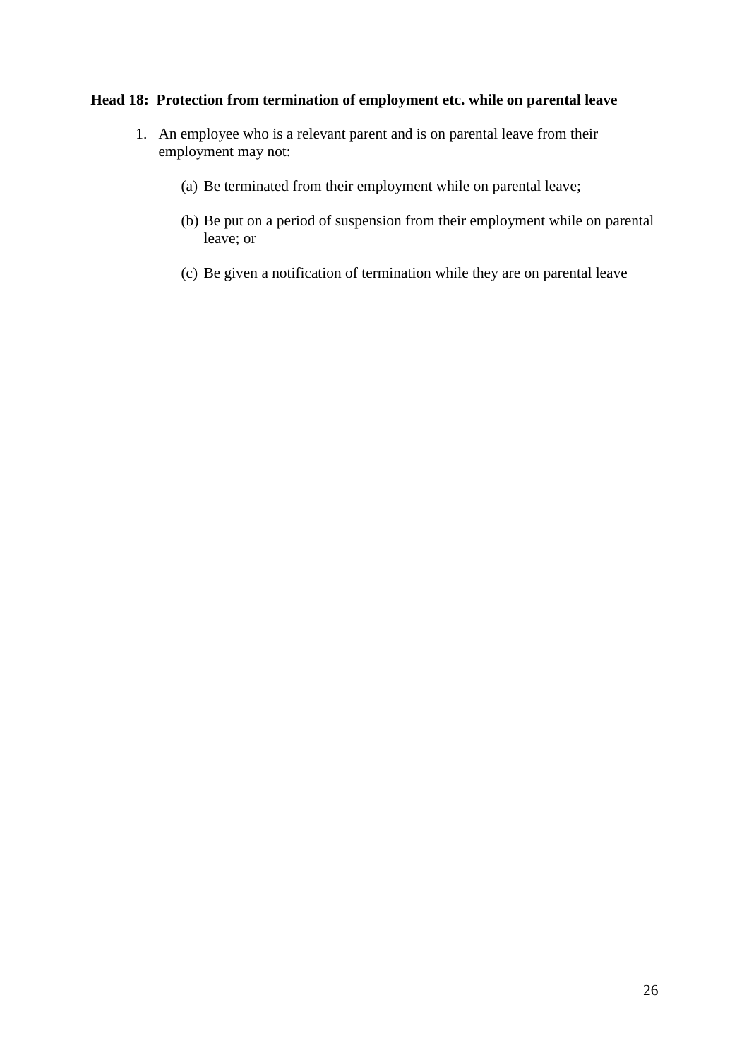**Head 18: Protection from termination of employment etc. while on parental leave**

1. An employee who is a relevant parent and is on parental leave from their employment may not:

    (a) Be terminated from their employment while on parental leave;

    (b) Be put on a period of suspension from their employment while on parental leave; or

    (c) Be given a notification of termination while they are on parental leave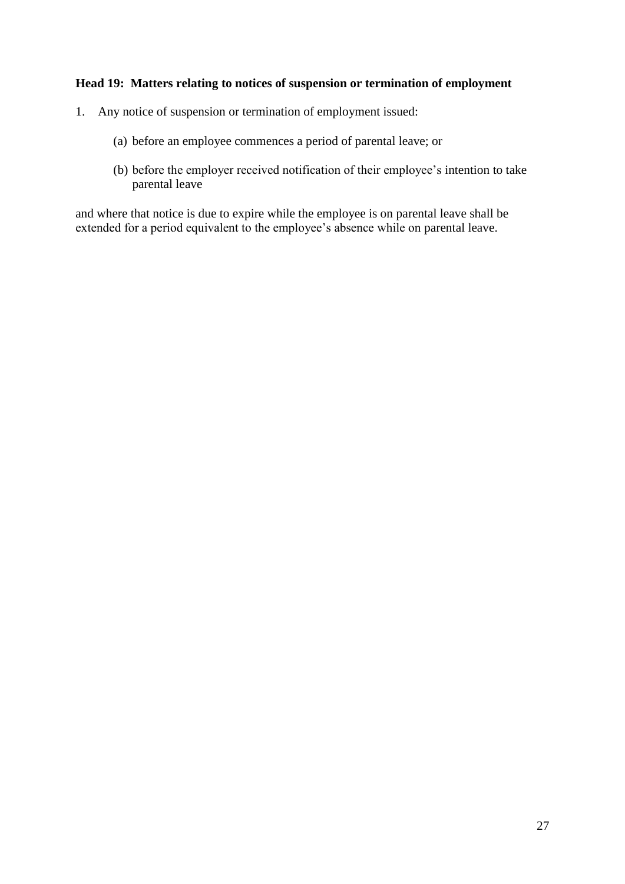**Head 19: Matters relating to notices of suspension or termination of employment**

1. Any notice of suspension or termination of employment issued:

   (a) before an employee commences a period of parental leave; or

   (b) before the employer received notification of their employee's intention to take parental leave

and where that notice is due to expire while the employee is on parental leave shall be extended for a period equivalent to the employee's absence while on parental leave.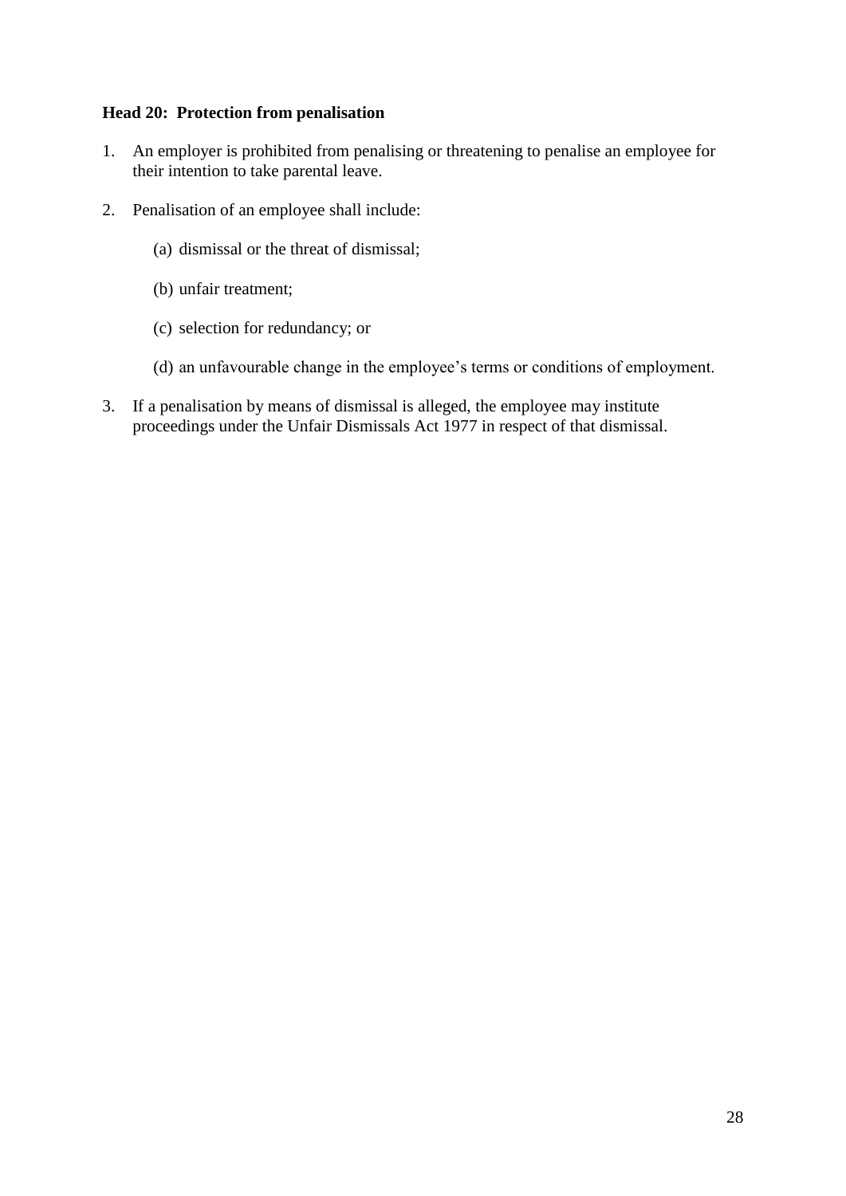**Head 20: Protection from penalisation**

1. An employer is prohibited from penalising or threatening to penalise an employee for their intention to take parental leave.

2. Penalisation of an employee shall include:

   (a) dismissal or the threat of dismissal;

   (b) unfair treatment;

   (c) selection for redundancy; or

   (d) an unfavourable change in the employee's terms or conditions of employment.

3. If a penalisation by means of dismissal is alleged, the employee may institute proceedings under the Unfair Dismissals Act 1977 in respect of that dismissal.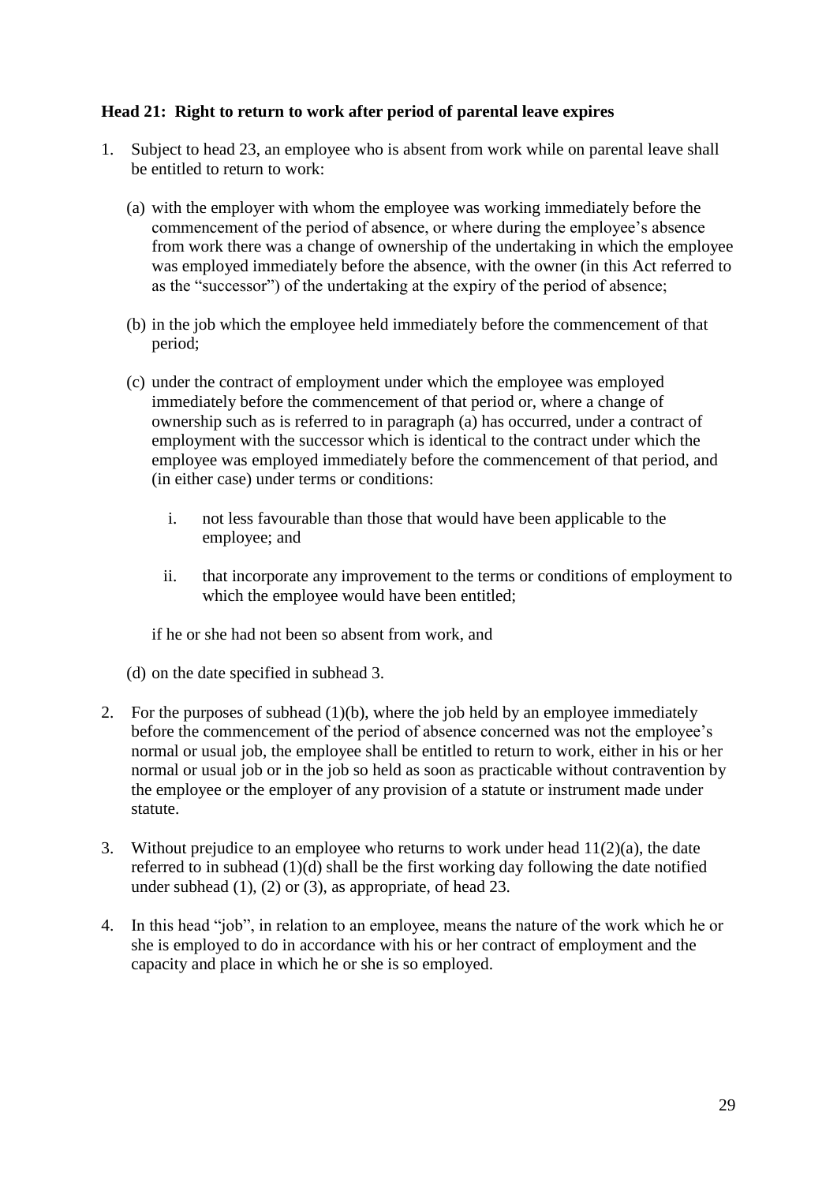**Head 21: Right to return to work after period of parental leave expires**

1. Subject to head 23, an employee who is absent from work while on parental leave shall be entitled to return to work:

   (a) with the employer with whom the employee was working immediately before the commencement of the period of absence, or where during the employee's absence from work there was a change of ownership of the undertaking in which the employee was employed immediately before the absence, with the owner (in this Act referred to as the "successor") of the undertaking at the expiry of the period of absence;

   (b) in the job which the employee held immediately before the commencement of that period;

   (c) under the contract of employment under which the employee was employed immediately before the commencement of that period or, where a change of ownership such as is referred to in paragraph (a) has occurred, under a contract of employment with the successor which is identical to the contract under which the employee was employed immediately before the commencement of that period, and (in either case) under terms or conditions:

      i. not less favourable than those that would have been applicable to the employee; and

      ii. that incorporate any improvement to the terms or conditions of employment to which the employee would have been entitled;

   if he or she had not been so absent from work, and

   (d) on the date specified in subhead 3.

2. For the purposes of subhead (1)(b), where the job held by an employee immediately before the commencement of the period of absence concerned was not the employee's normal or usual job, the employee shall be entitled to return to work, either in his or her normal or usual job or in the job so held as soon as practicable without contravention by the employee or the employer of any provision of a statute or instrument made under statute.

3. Without prejudice to an employee who returns to work under head 11(2)(a), the date referred to in subhead (1)(d) shall be the first working day following the date notified under subhead (1), (2) or (3), as appropriate, of head 23.

4. In this head "job", in relation to an employee, means the nature of the work which he or she is employed to do in accordance with his or her contract of employment and the capacity and place in which he or she is so employed.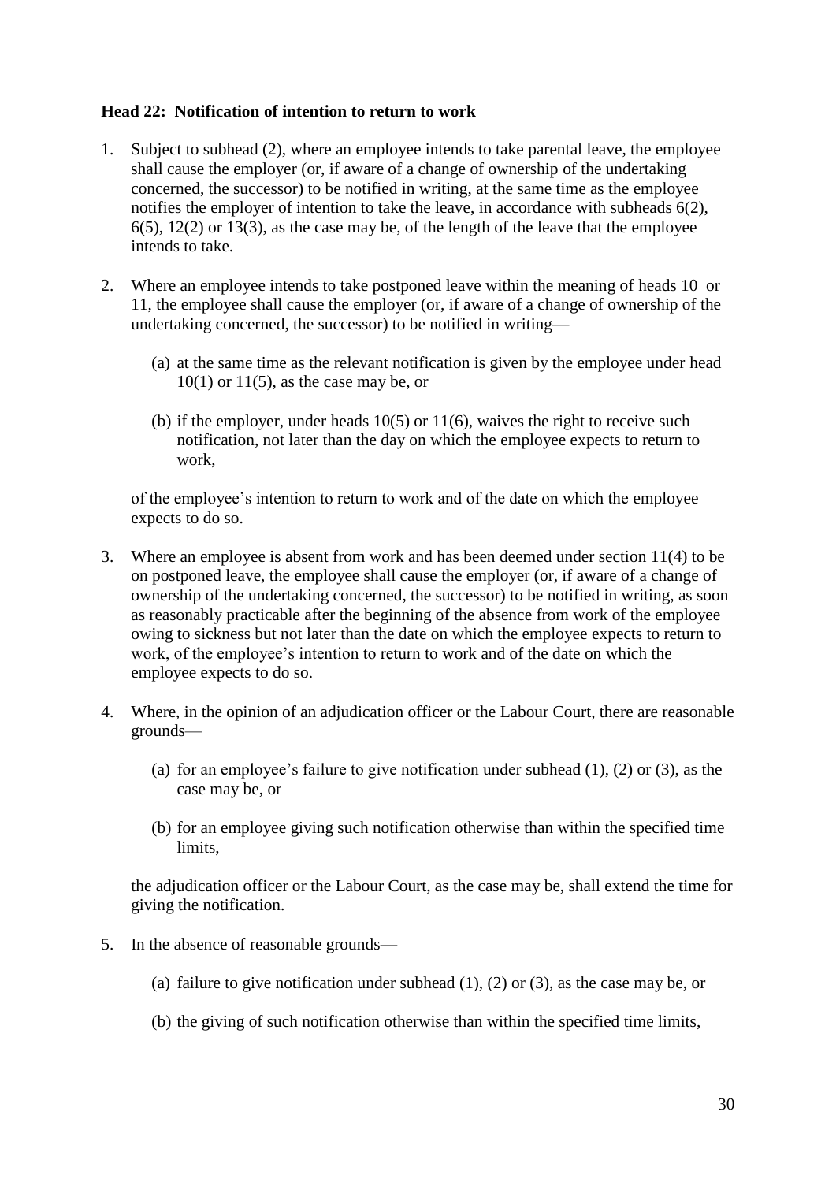**Head 22: Notification of intention to return to work**

1. Subject to subhead (2), where an employee intends to take parental leave, the employee shall cause the employer (or, if aware of a change of ownership of the undertaking concerned, the successor) to be notified in writing, at the same time as the employee notifies the employer of intention to take the leave, in accordance with subheads 6(2), 6(5), 12(2) or 13(3), as the case may be, of the length of the leave that the employee intends to take.

2. Where an employee intends to take postponed leave within the meaning of heads 10 or 11, the employee shall cause the employer (or, if aware of a change of ownership of the undertaking concerned, the successor) to be notified in writing—

   (a) at the same time as the relevant notification is given by the employee under head 10(1) or 11(5), as the case may be, or

   (b) if the employer, under heads 10(5) or 11(6), waives the right to receive such notification, not later than the day on which the employee expects to return to work,

   of the employee's intention to return to work and of the date on which the employee expects to do so.

3. Where an employee is absent from work and has been deemed under section 11(4) to be on postponed leave, the employee shall cause the employer (or, if aware of a change of ownership of the undertaking concerned, the successor) to be notified in writing, as soon as reasonably practicable after the beginning of the absence from work of the employee owing to sickness but not later than the date on which the employee expects to return to work, of the employee's intention to return to work and of the date on which the employee expects to do so.

4. Where, in the opinion of an adjudication officer or the Labour Court, there are reasonable grounds—

   (a) for an employee's failure to give notification under subhead (1), (2) or (3), as the case may be, or

   (b) for an employee giving such notification otherwise than within the specified time limits,

   the adjudication officer or the Labour Court, as the case may be, shall extend the time for giving the notification.

5. In the absence of reasonable grounds—

   (a) failure to give notification under subhead (1), (2) or (3), as the case may be, or

   (b) the giving of such notification otherwise than within the specified time limits,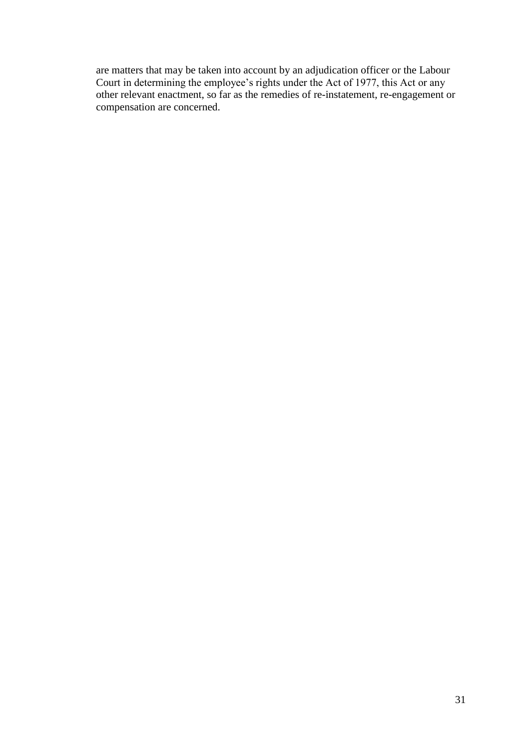are matters that may be taken into account by an adjudication officer or the Labour Court in determining the employee's rights under the Act of 1977, this Act or any other relevant enactment, so far as the remedies of re-instatement, re-engagement or compensation are concerned.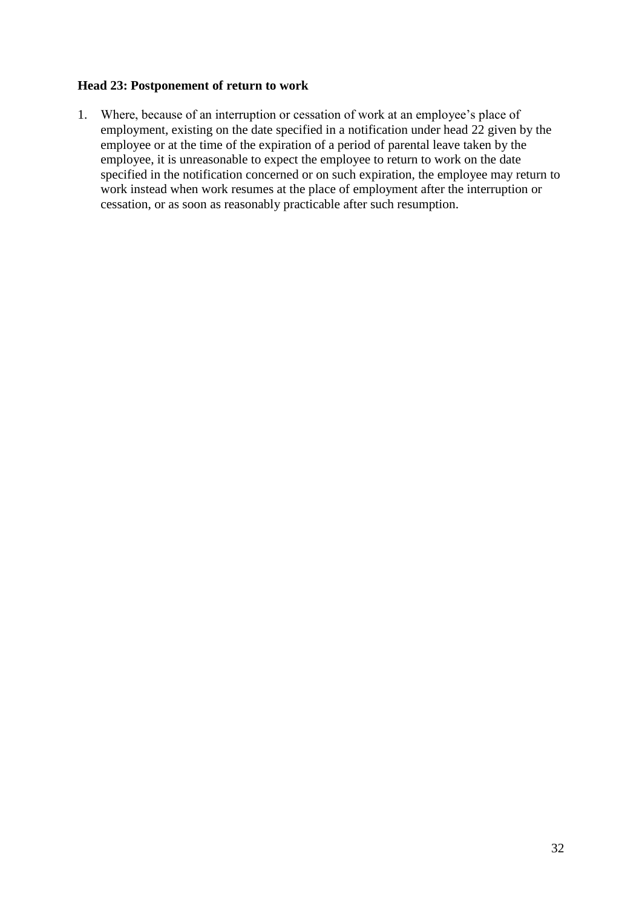**Head 23: Postponement of return to work**

1. Where, because of an interruption or cessation of work at an employee's place of employment, existing on the date specified in a notification under head 22 given by the employee or at the time of the expiration of a period of parental leave taken by the employee, it is unreasonable to expect the employee to return to work on the date specified in the notification concerned or on such expiration, the employee may return to work instead when work resumes at the place of employment after the interruption or cessation, or as soon as reasonably practicable after such resumption.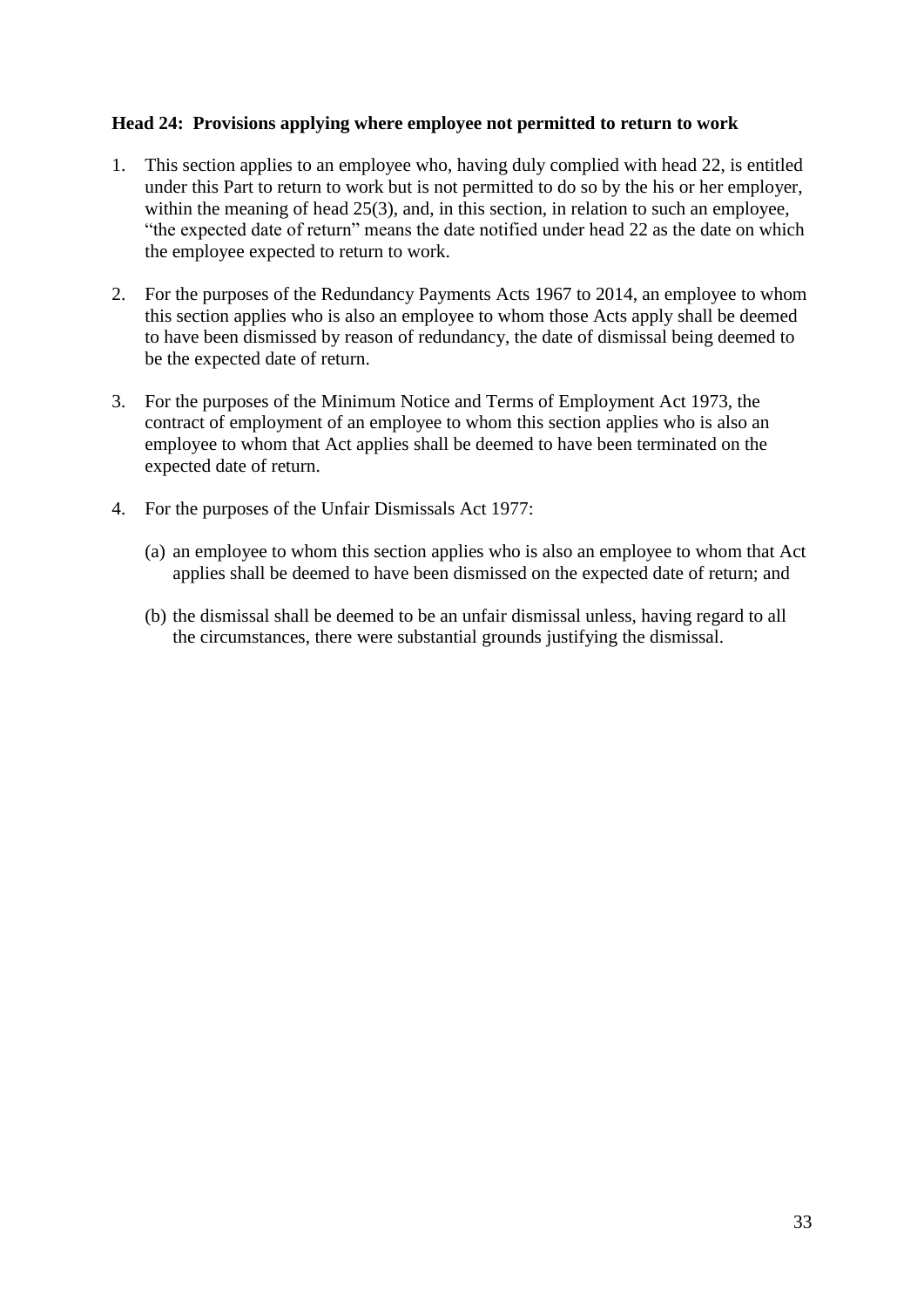**Head 24: Provisions applying where employee not permitted to return to work**

1. This section applies to an employee who, having duly complied with head 22, is entitled under this Part to return to work but is not permitted to do so by the his or her employer, within the meaning of head 25(3), and, in this section, in relation to such an employee, "the expected date of return" means the date notified under head 22 as the date on which the employee expected to return to work.

2. For the purposes of the Redundancy Payments Acts 1967 to 2014, an employee to whom this section applies who is also an employee to whom those Acts apply shall be deemed to have been dismissed by reason of redundancy, the date of dismissal being deemed to be the expected date of return.

3. For the purposes of the Minimum Notice and Terms of Employment Act 1973, the contract of employment of an employee to whom this section applies who is also an employee to whom that Act applies shall be deemed to have been terminated on the expected date of return.

4. For the purposes of the Unfair Dismissals Act 1977:

   (a) an employee to whom this section applies who is also an employee to whom that Act applies shall be deemed to have been dismissed on the expected date of return; and

   (b) the dismissal shall be deemed to be an unfair dismissal unless, having regard to all the circumstances, there were substantial grounds justifying the dismissal.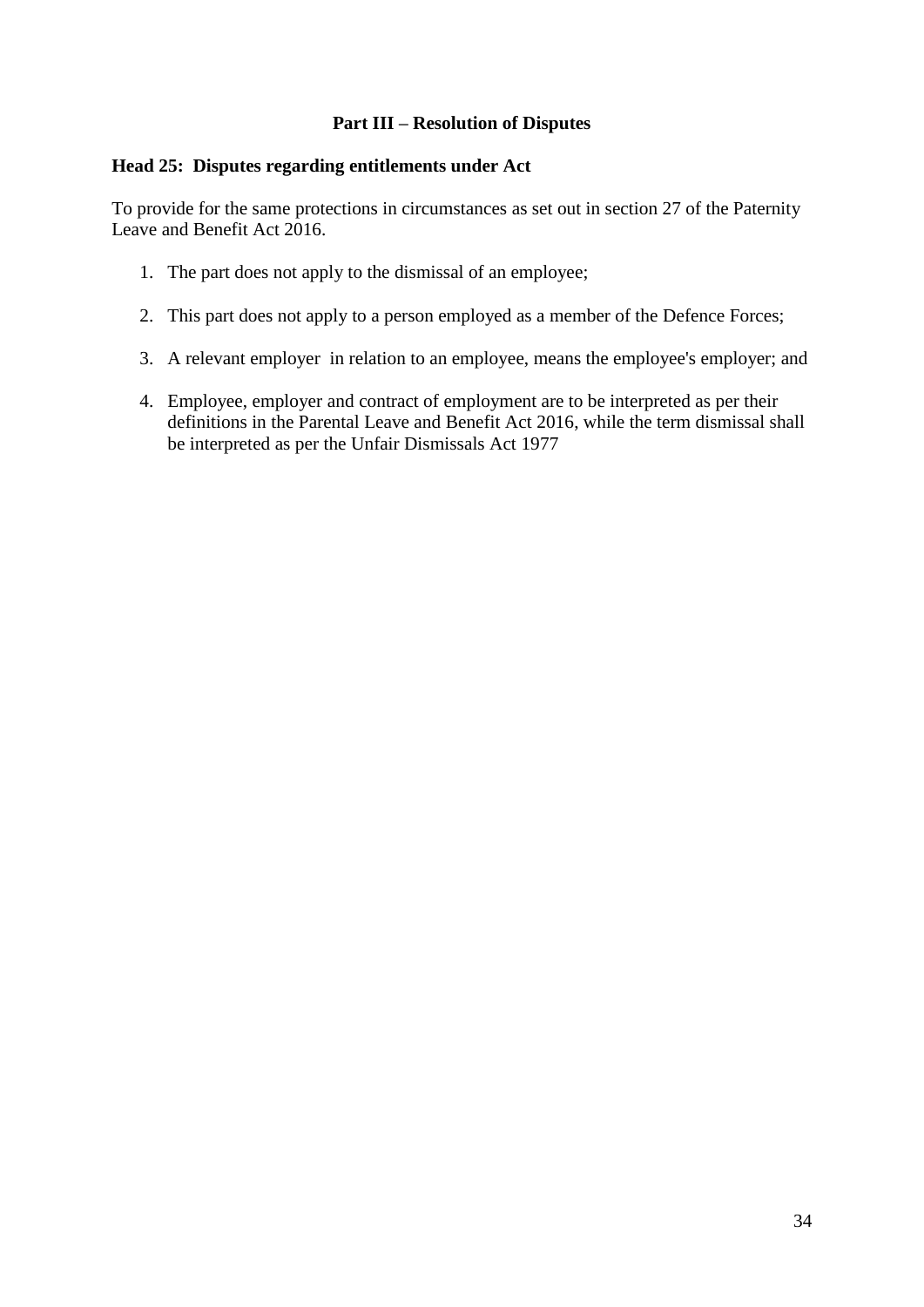## Part III – Resolution of Disputes

### Head 25: Disputes regarding entitlements under Act

To provide for the same protections in circumstances as set out in section 27 of the Paternity Leave and Benefit Act 2016.

1. The part does not apply to the dismissal of an employee;
2. This part does not apply to a person employed as a member of the Defence Forces;
3. A relevant employer in relation to an employee, means the employee's employer; and
4. Employee, employer and contract of employment are to be interpreted as per their definitions in the Parental Leave and Benefit Act 2016, while the term dismissal shall be interpreted as per the Unfair Dismissals Act 1977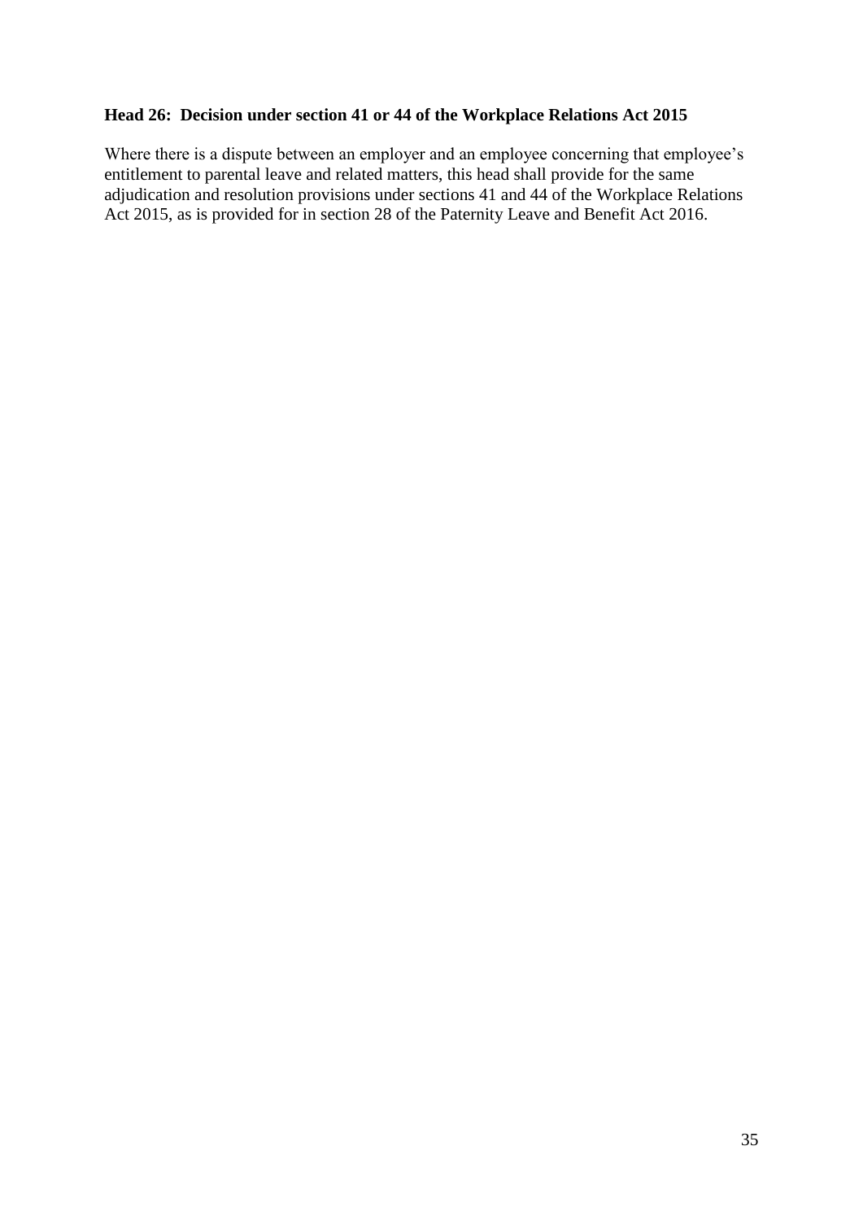**Head 26: Decision under section 41 or 44 of the Workplace Relations Act 2015**

Where there is a dispute between an employer and an employee concerning that employee's entitlement to parental leave and related matters, this head shall provide for the same adjudication and resolution provisions under sections 41 and 44 of the Workplace Relations Act 2015, as is provided for in section 28 of the Paternity Leave and Benefit Act 2016.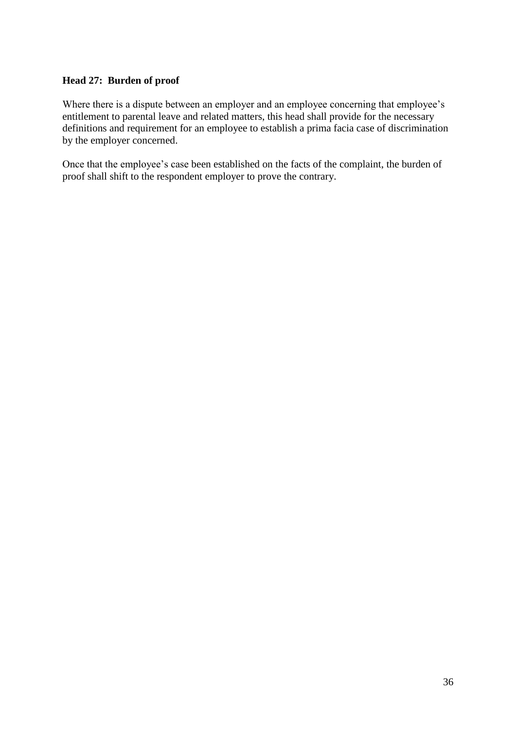**Head 27: Burden of proof**

Where there is a dispute between an employer and an employee concerning that employee's entitlement to parental leave and related matters, this head shall provide for the necessary definitions and requirement for an employee to establish a prima facia case of discrimination by the employer concerned.

Once that the employee's case been established on the facts of the complaint, the burden of proof shall shift to the respondent employer to prove the contrary.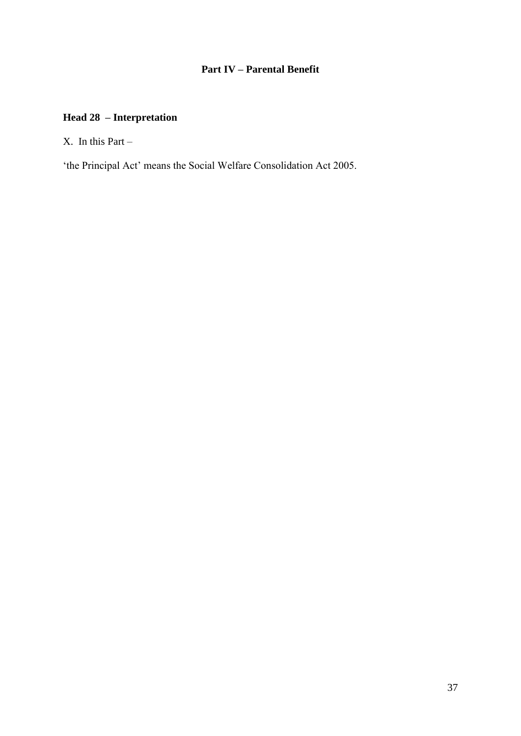## Part IV – Parental Benefit

### Head 28 – Interpretation

X. In this Part –

'the Principal Act' means the Social Welfare Consolidation Act 2005.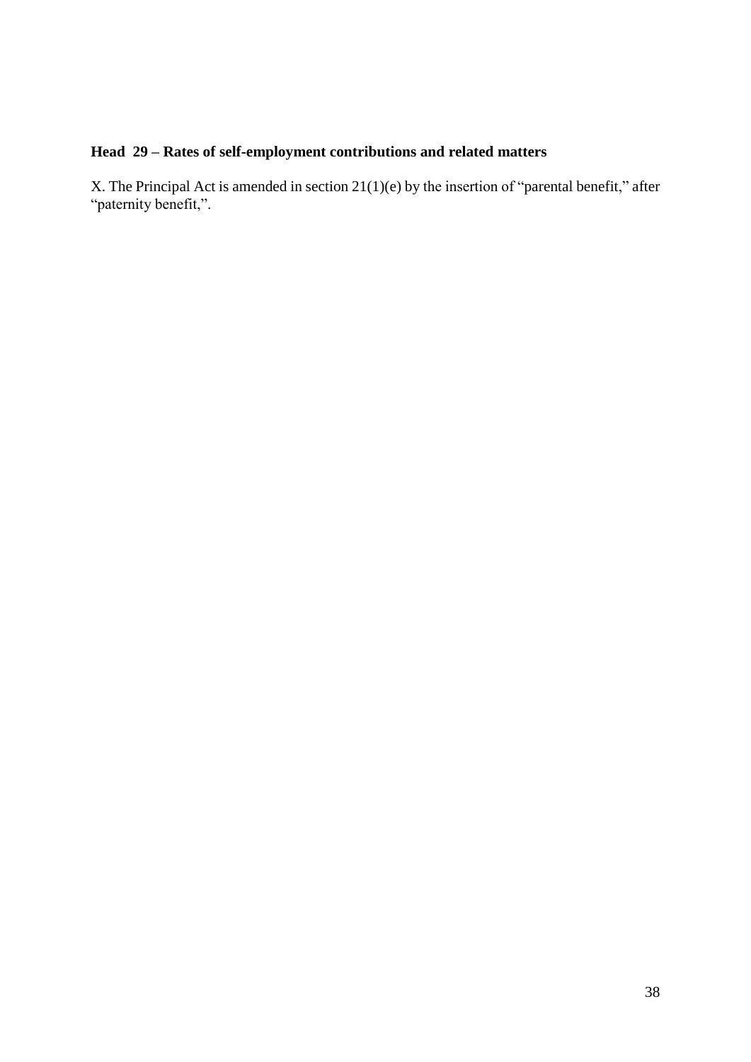**Head 29 – Rates of self-employment contributions and related matters**

X. The Principal Act is amended in section 21(1)(e) by the insertion of "parental benefit," after "paternity benefit,".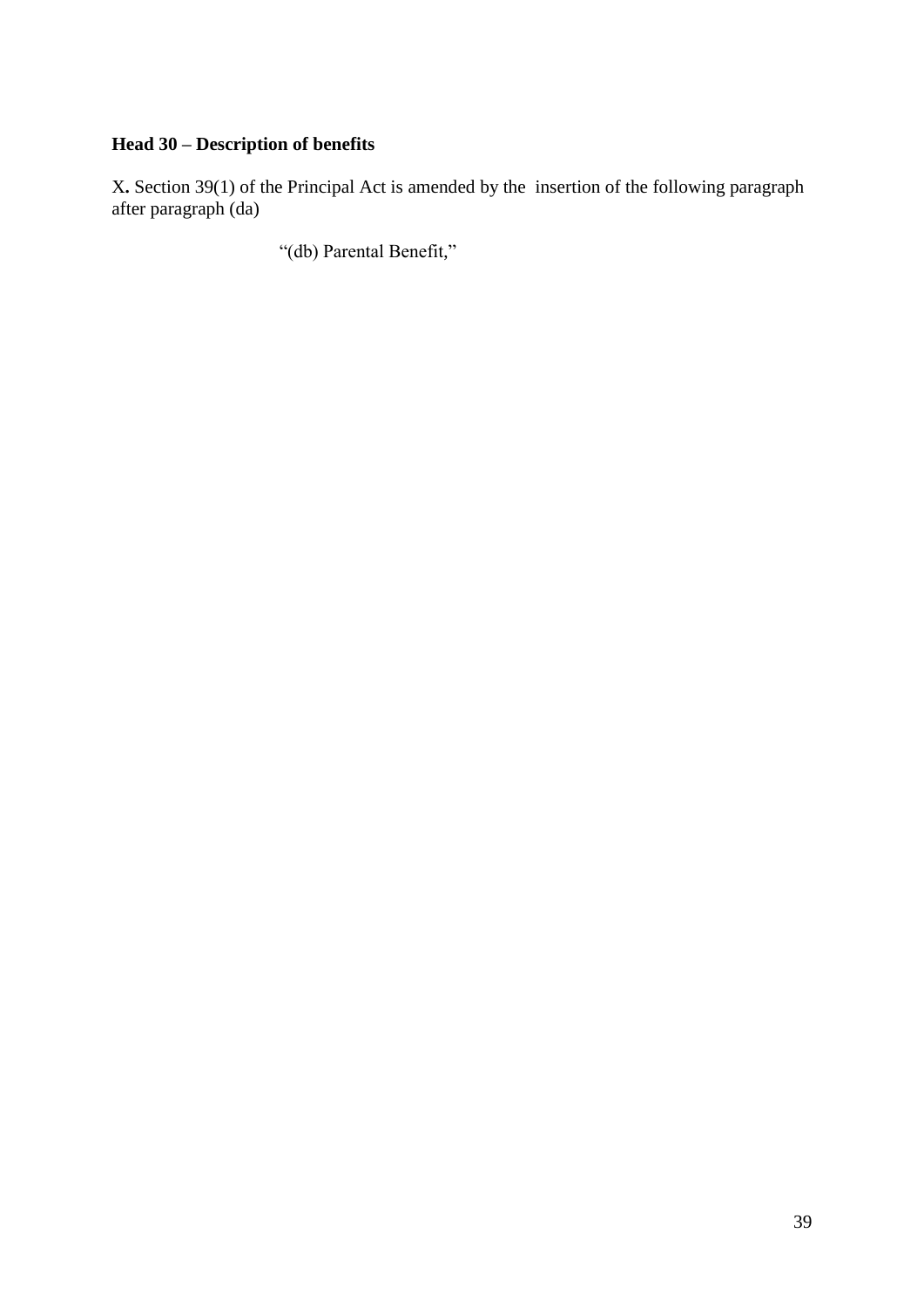**Head 30 – Description of benefits**

**X.** Section 39(1) of the Principal Act is amended by the insertion of the following paragraph after paragraph (da)

> "(db) Parental Benefit,"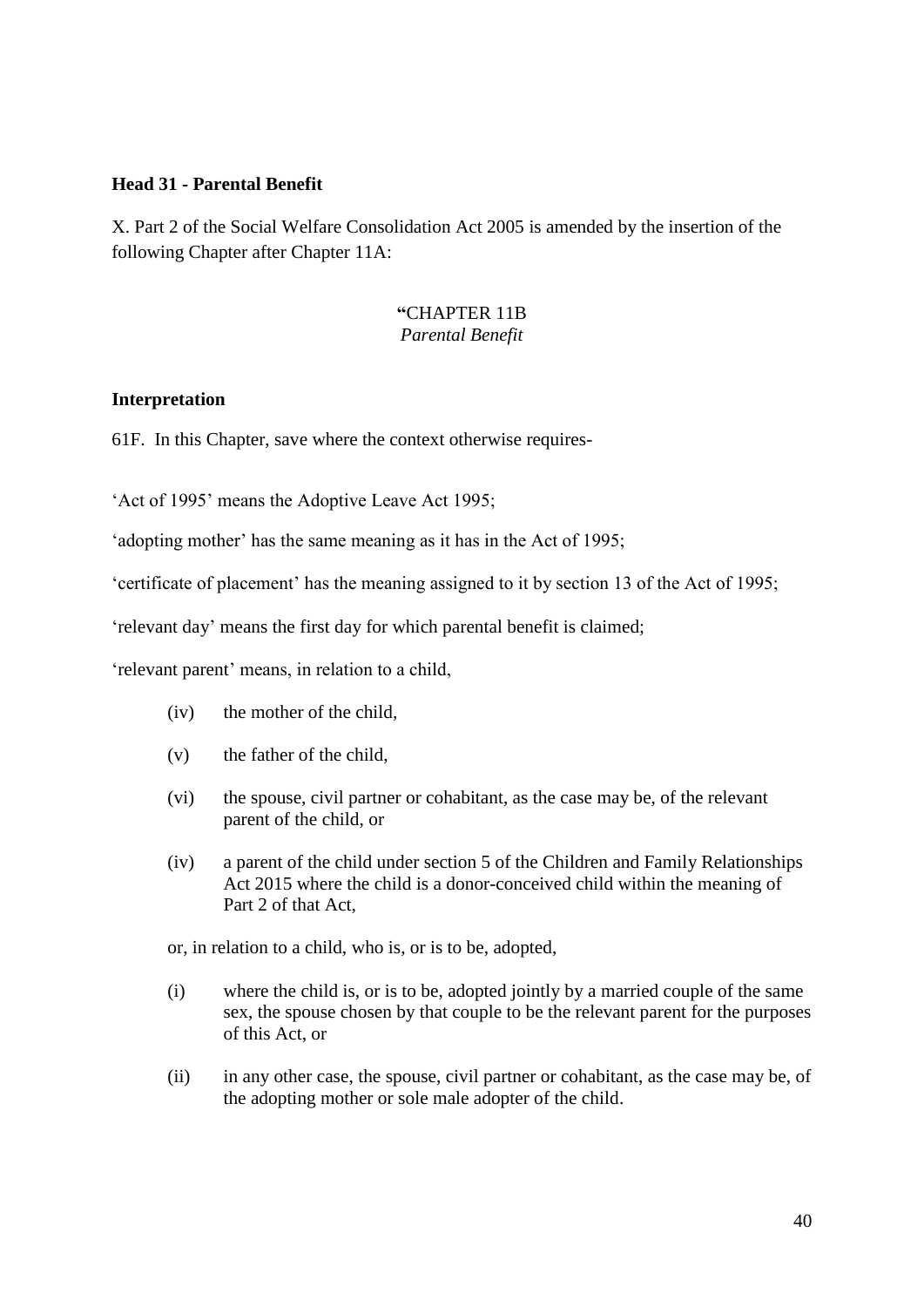**Head 31 - Parental Benefit**

X. Part 2 of the Social Welfare Consolidation Act 2005 is amended by the insertion of the following Chapter after Chapter 11A:

"CHAPTER 11B
*Parental Benefit*

**Interpretation**

61F. In this Chapter, save where the context otherwise requires-

'Act of 1995' means the Adoptive Leave Act 1995;

'adopting mother' has the same meaning as it has in the Act of 1995;

'certificate of placement' has the meaning assigned to it by section 13 of the Act of 1995;

'relevant day' means the first day for which parental benefit is claimed;

'relevant parent' means, in relation to a child,

(iv) the mother of the child,

(v) the father of the child,

(vi) the spouse, civil partner or cohabitant, as the case may be, of the relevant parent of the child, or

(iv) a parent of the child under section 5 of the Children and Family Relationships Act 2015 where the child is a donor-conceived child within the meaning of Part 2 of that Act,

or, in relation to a child, who is, or is to be, adopted,

(i) where the child is, or is to be, adopted jointly by a married couple of the same sex, the spouse chosen by that couple to be the relevant parent for the purposes of this Act, or

(ii) in any other case, the spouse, civil partner or cohabitant, as the case may be, of the adopting mother or sole male adopter of the child.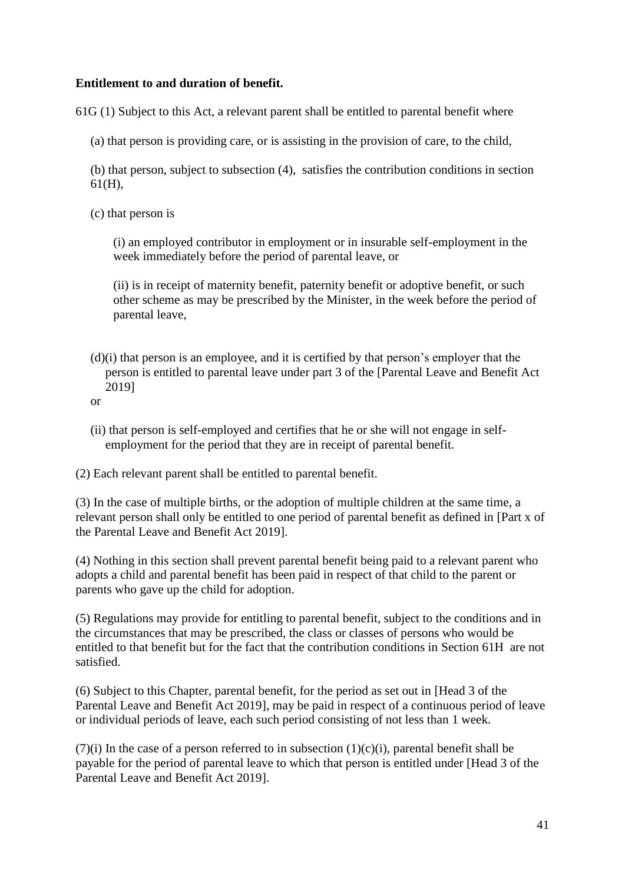**Entitlement to and duration of benefit.**

61G (1) Subject to this Act, a relevant parent shall be entitled to parental benefit where

(a) that person is providing care, or is assisting in the provision of care, to the child,

(b) that person, subject to subsection (4), satisfies the contribution conditions in section 61(H),

(c) that person is

(i) an employed contributor in employment or in insurable self-employment in the week immediately before the period of parental leave, or

(ii) is in receipt of maternity benefit, paternity benefit or adoptive benefit, or such other scheme as may be prescribed by the Minister, in the week before the period of parental leave,

(d)(i) that person is an employee, and it is certified by that person's employer that the person is entitled to parental leave under part 3 of the [Parental Leave and Benefit Act 2019]

or

(ii) that person is self-employed and certifies that he or she will not engage in self-employment for the period that they are in receipt of parental benefit.

(2) Each relevant parent shall be entitled to parental benefit.

(3) In the case of multiple births, or the adoption of multiple children at the same time, a relevant person shall only be entitled to one period of parental benefit as defined in [Part x of the Parental Leave and Benefit Act 2019].

(4) Nothing in this section shall prevent parental benefit being paid to a relevant parent who adopts a child and parental benefit has been paid in respect of that child to the parent or parents who gave up the child for adoption.

(5) Regulations may provide for entitling to parental benefit, subject to the conditions and in the circumstances that may be prescribed, the class or classes of persons who would be entitled to that benefit but for the fact that the contribution conditions in Section 61H are not satisfied.

(6) Subject to this Chapter, parental benefit, for the period as set out in [Head 3 of the Parental Leave and Benefit Act 2019], may be paid in respect of a continuous period of leave or individual periods of leave, each such period consisting of not less than 1 week.

(7)(i) In the case of a person referred to in subsection (1)(c)(i), parental benefit shall be payable for the period of parental leave to which that person is entitled under [Head 3 of the Parental Leave and Benefit Act 2019].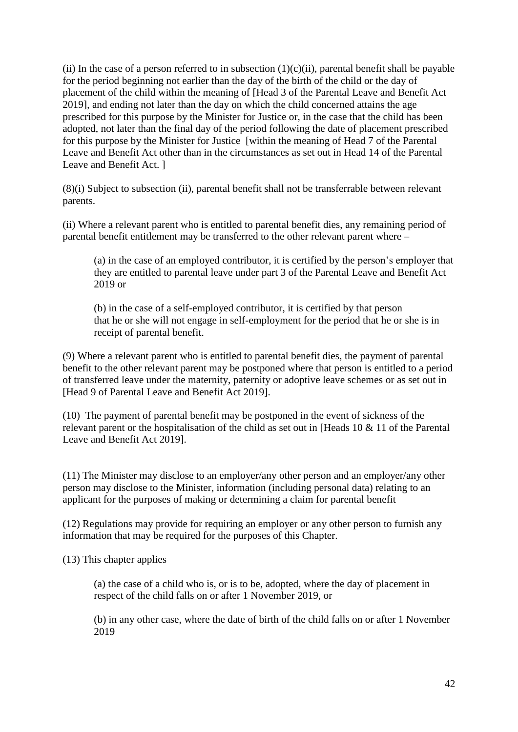(ii) In the case of a person referred to in subsection (1)(c)(ii), parental benefit shall be payable for the period beginning not earlier than the day of the birth of the child or the day of placement of the child within the meaning of [Head 3 of the Parental Leave and Benefit Act 2019], and ending not later than the day on which the child concerned attains the age prescribed for this purpose by the Minister for Justice or, in the case that the child has been adopted, not later than the final day of the period following the date of placement prescribed for this purpose by the Minister for Justice [within the meaning of Head 7 of the Parental Leave and Benefit Act other than in the circumstances as set out in Head 14 of the Parental Leave and Benefit Act. ]

(8)(i) Subject to subsection (ii), parental benefit shall not be transferrable between relevant parents.

(ii) Where a relevant parent who is entitled to parental benefit dies, any remaining period of parental benefit entitlement may be transferred to the other relevant parent where –

> (a) in the case of an employed contributor, it is certified by the person's employer that they are entitled to parental leave under part 3 of the Parental Leave and Benefit Act 2019 or
>
> (b) in the case of a self-employed contributor, it is certified by that person that he or she will not engage in self-employment for the period that he or she is in receipt of parental benefit.

(9) Where a relevant parent who is entitled to parental benefit dies, the payment of parental benefit to the other relevant parent may be postponed where that person is entitled to a period of transferred leave under the maternity, paternity or adoptive leave schemes or as set out in [Head 9 of Parental Leave and Benefit Act 2019].

(10) The payment of parental benefit may be postponed in the event of sickness of the relevant parent or the hospitalisation of the child as set out in [Heads 10 & 11 of the Parental Leave and Benefit Act 2019].

(11) The Minister may disclose to an employer/any other person and an employer/any other person may disclose to the Minister, information (including personal data) relating to an applicant for the purposes of making or determining a claim for parental benefit

(12) Regulations may provide for requiring an employer or any other person to furnish any information that may be required for the purposes of this Chapter.

(13) This chapter applies

> (a) the case of a child who is, or is to be, adopted, where the day of placement in respect of the child falls on or after 1 November 2019, or
>
> (b) in any other case, where the date of birth of the child falls on or after 1 November 2019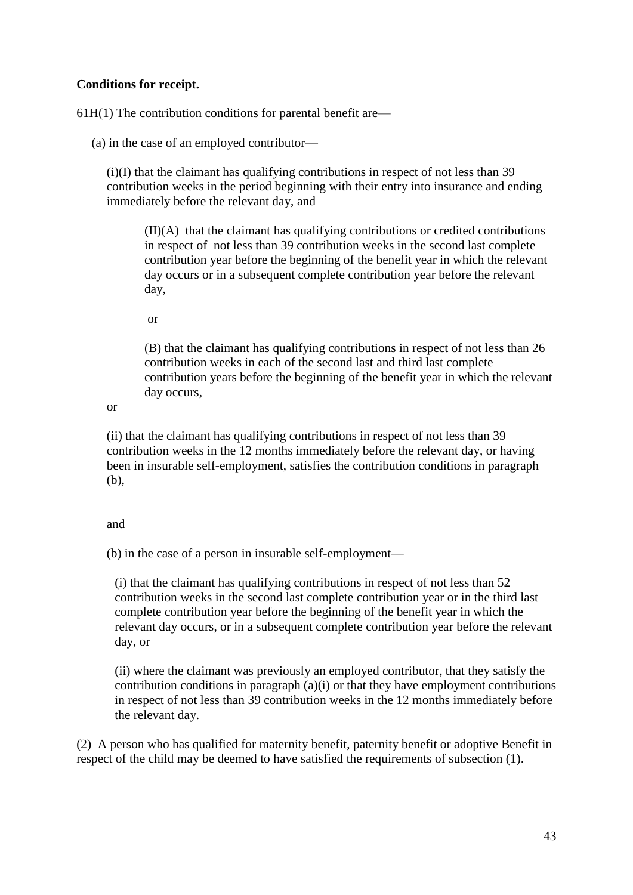**Conditions for receipt.**

61H(1) The contribution conditions for parental benefit are—

(a) in the case of an employed contributor—

(i)(I) that the claimant has qualifying contributions in respect of not less than 39 contribution weeks in the period beginning with their entry into insurance and ending immediately before the relevant day, and

(II)(A) that the claimant has qualifying contributions or credited contributions in respect of not less than 39 contribution weeks in the second last complete contribution year before the beginning of the benefit year in which the relevant day occurs or in a subsequent complete contribution year before the relevant day,

or

(B) that the claimant has qualifying contributions in respect of not less than 26 contribution weeks in each of the second last and third last complete contribution years before the beginning of the benefit year in which the relevant day occurs,

or

(ii) that the claimant has qualifying contributions in respect of not less than 39 contribution weeks in the 12 months immediately before the relevant day, or having been in insurable self-employment, satisfies the contribution conditions in paragraph (b),

and

(b) in the case of a person in insurable self-employment—

(i) that the claimant has qualifying contributions in respect of not less than 52 contribution weeks in the second last complete contribution year or in the third last complete contribution year before the beginning of the benefit year in which the relevant day occurs, or in a subsequent complete contribution year before the relevant day, or

(ii) where the claimant was previously an employed contributor, that they satisfy the contribution conditions in paragraph (a)(i) or that they have employment contributions in respect of not less than 39 contribution weeks in the 12 months immediately before the relevant day.

(2) A person who has qualified for maternity benefit, paternity benefit or adoptive Benefit in respect of the child may be deemed to have satisfied the requirements of subsection (1).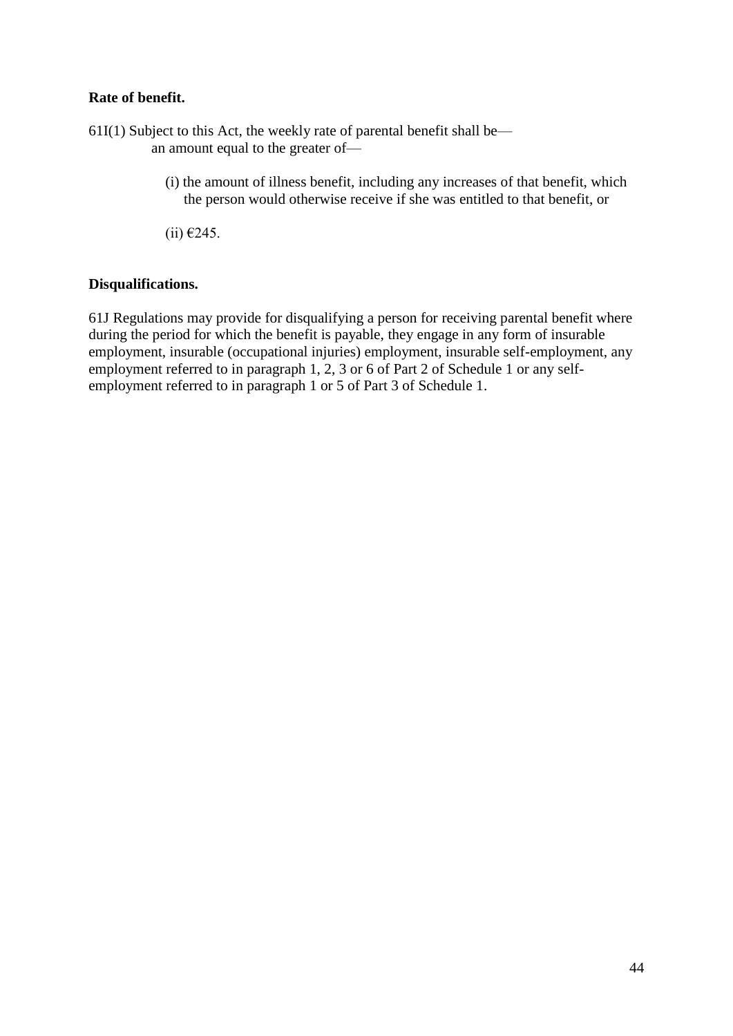**Rate of benefit.**

61I(1) Subject to this Act, the weekly rate of parental benefit shall be—
an amount equal to the greater of—

(i) the amount of illness benefit, including any increases of that benefit, which the person would otherwise receive if she was entitled to that benefit, or

(ii) €245.

**Disqualifications.**

61J Regulations may provide for disqualifying a person for receiving parental benefit where during the period for which the benefit is payable, they engage in any form of insurable employment, insurable (occupational injuries) employment, insurable self-employment, any employment referred to in paragraph 1, 2, 3 or 6 of Part 2 of Schedule 1 or any self-employment referred to in paragraph 1 or 5 of Part 3 of Schedule 1.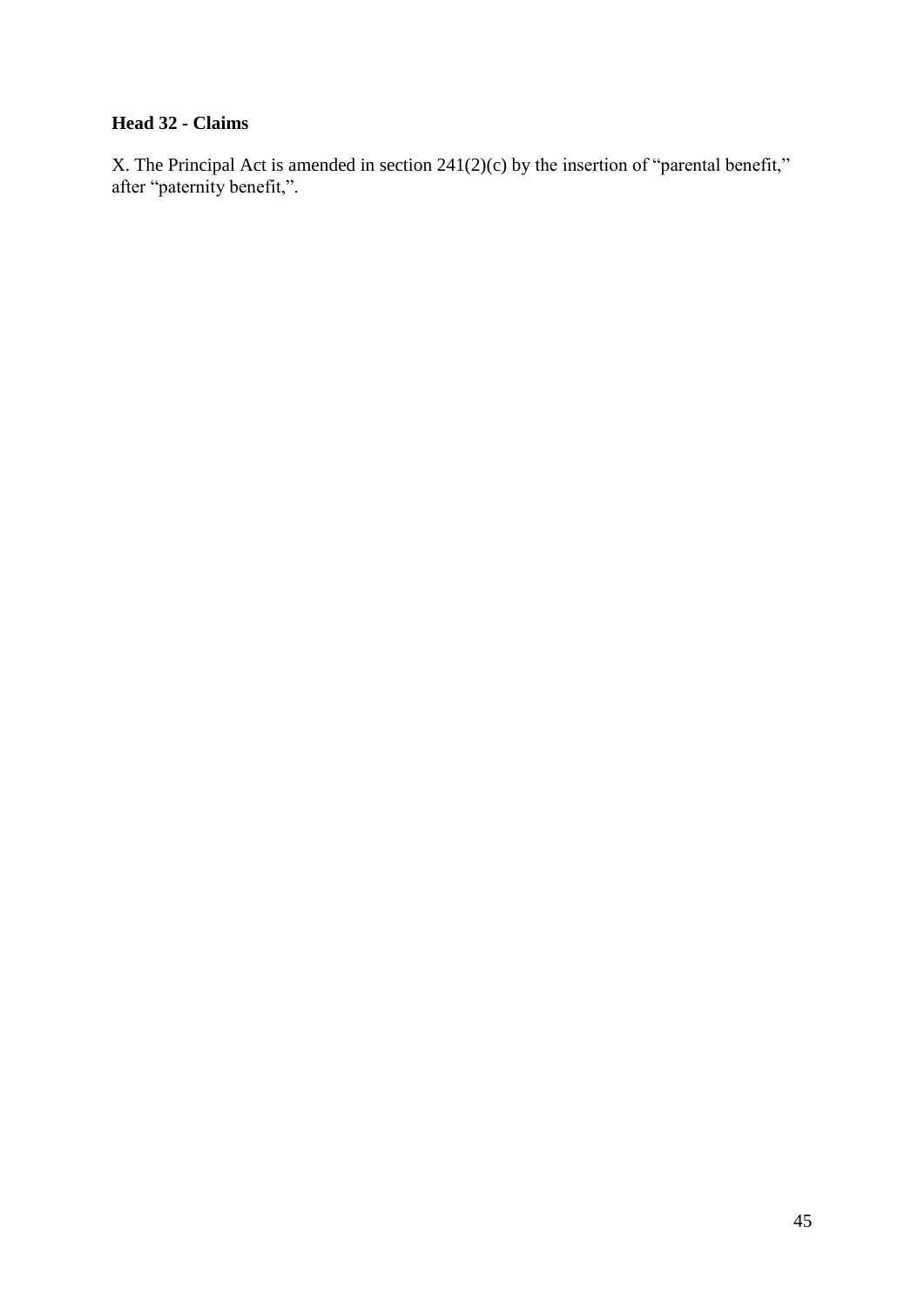**Head 32 - Claims**

X. The Principal Act is amended in section 241(2)(c) by the insertion of "parental benefit," after "paternity benefit,".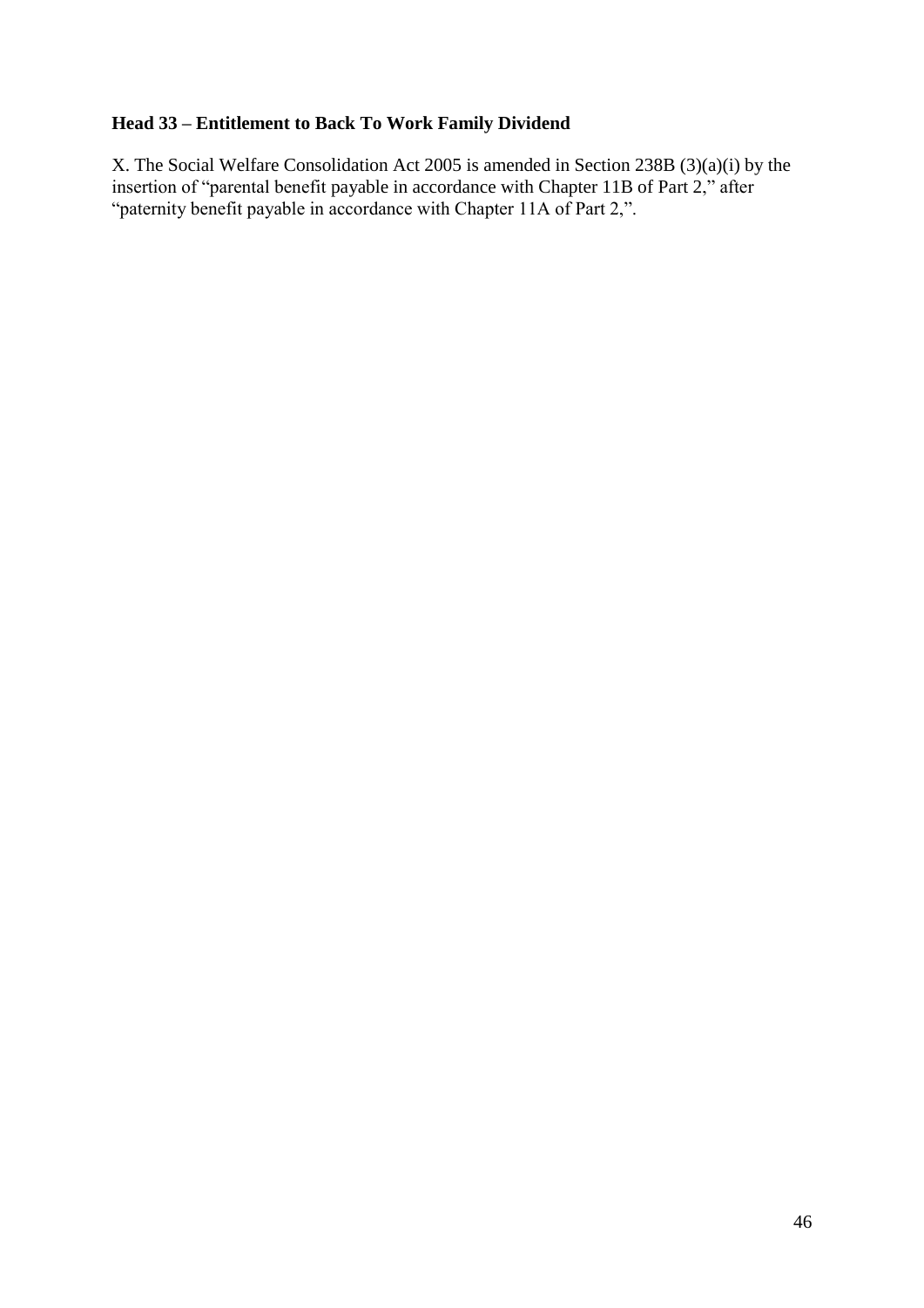**Head 33 – Entitlement to Back To Work Family Dividend**

X. The Social Welfare Consolidation Act 2005 is amended in Section 238B (3)(a)(i) by the insertion of "parental benefit payable in accordance with Chapter 11B of Part 2," after "paternity benefit payable in accordance with Chapter 11A of Part 2,".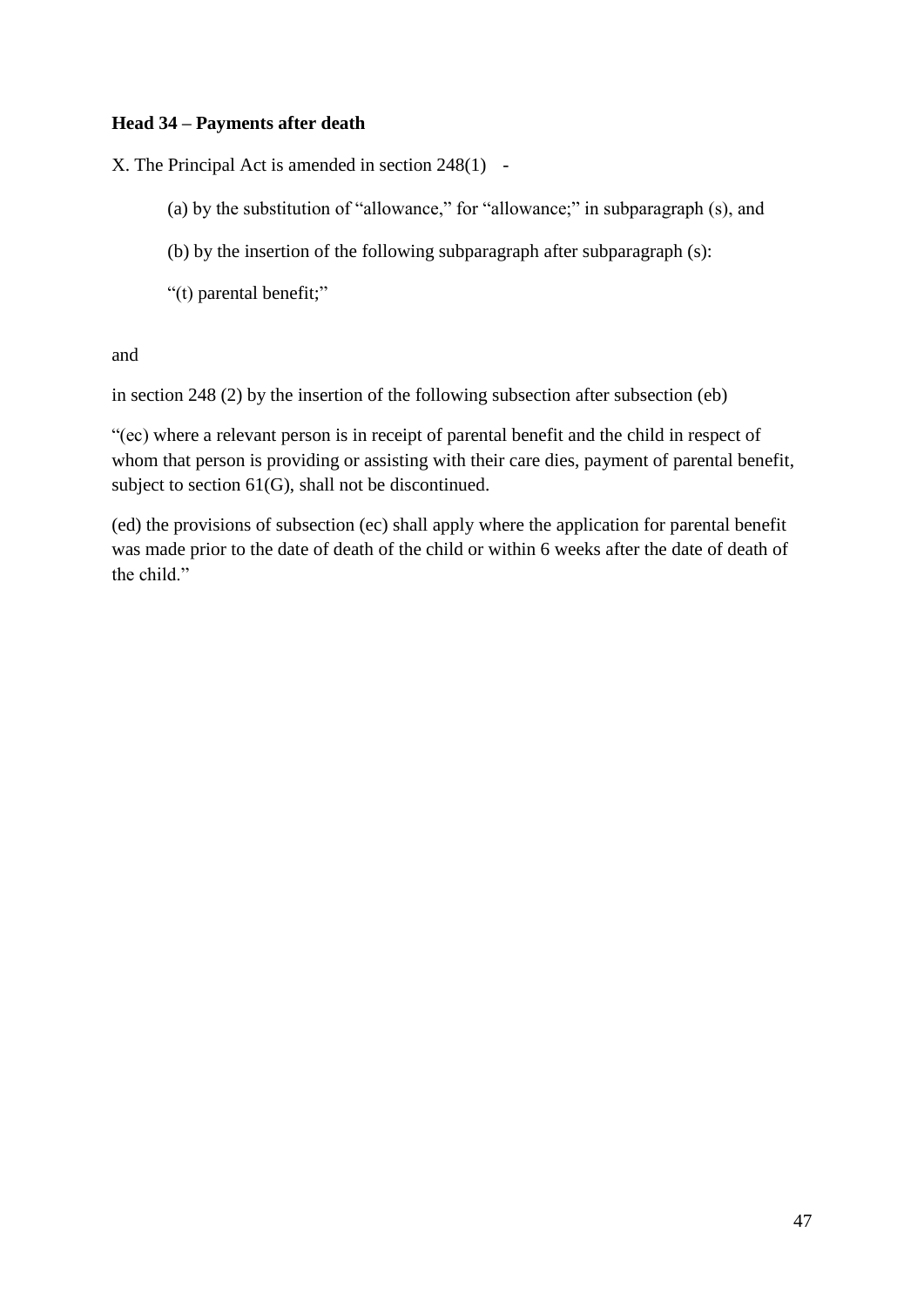**Head 34 – Payments after death**

X. The Principal Act is amended in section 248(1) -

> (a) by the substitution of "allowance," for "allowance;" in subparagraph (s), and
>
> (b) by the insertion of the following subparagraph after subparagraph (s):
>
> "(t) parental benefit;"

and

in section 248 (2) by the insertion of the following subsection after subsection (eb)

"(ec) where a relevant person is in receipt of parental benefit and the child in respect of whom that person is providing or assisting with their care dies, payment of parental benefit, subject to section 61(G), shall not be discontinued.

(ed) the provisions of subsection (ec) shall apply where the application for parental benefit was made prior to the date of death of the child or within 6 weeks after the date of death of the child."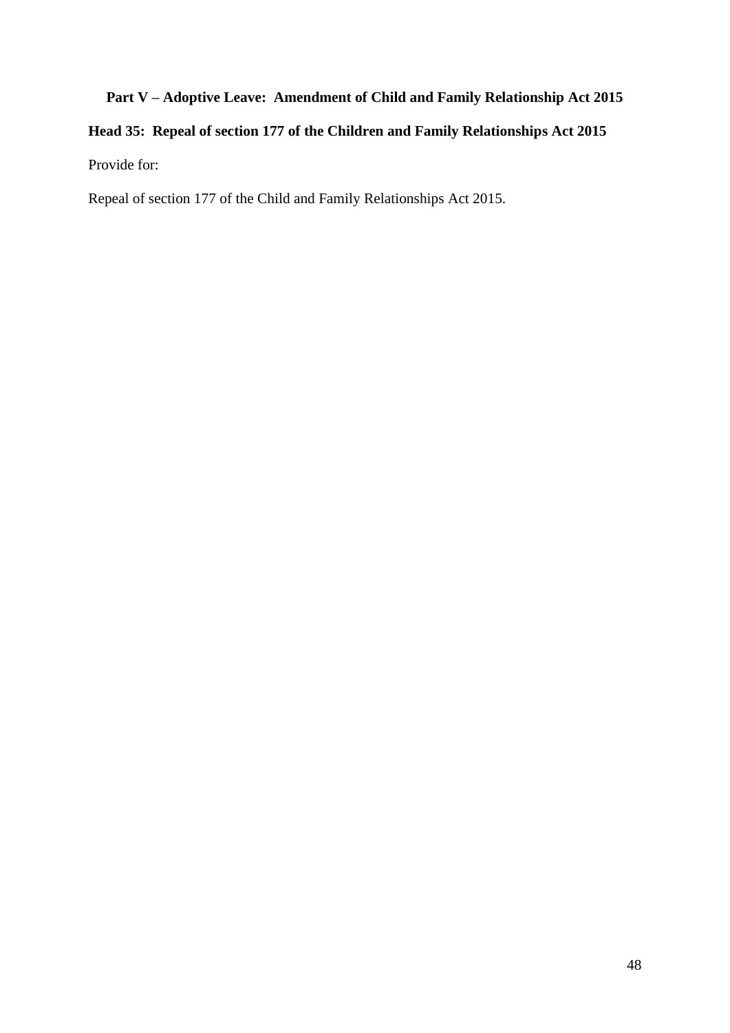## Part V – Adoptive Leave: Amendment of Child and Family Relationship Act 2015

### Head 35: Repeal of section 177 of the Children and Family Relationships Act 2015

Provide for:

Repeal of section 177 of the Child and Family Relationships Act 2015.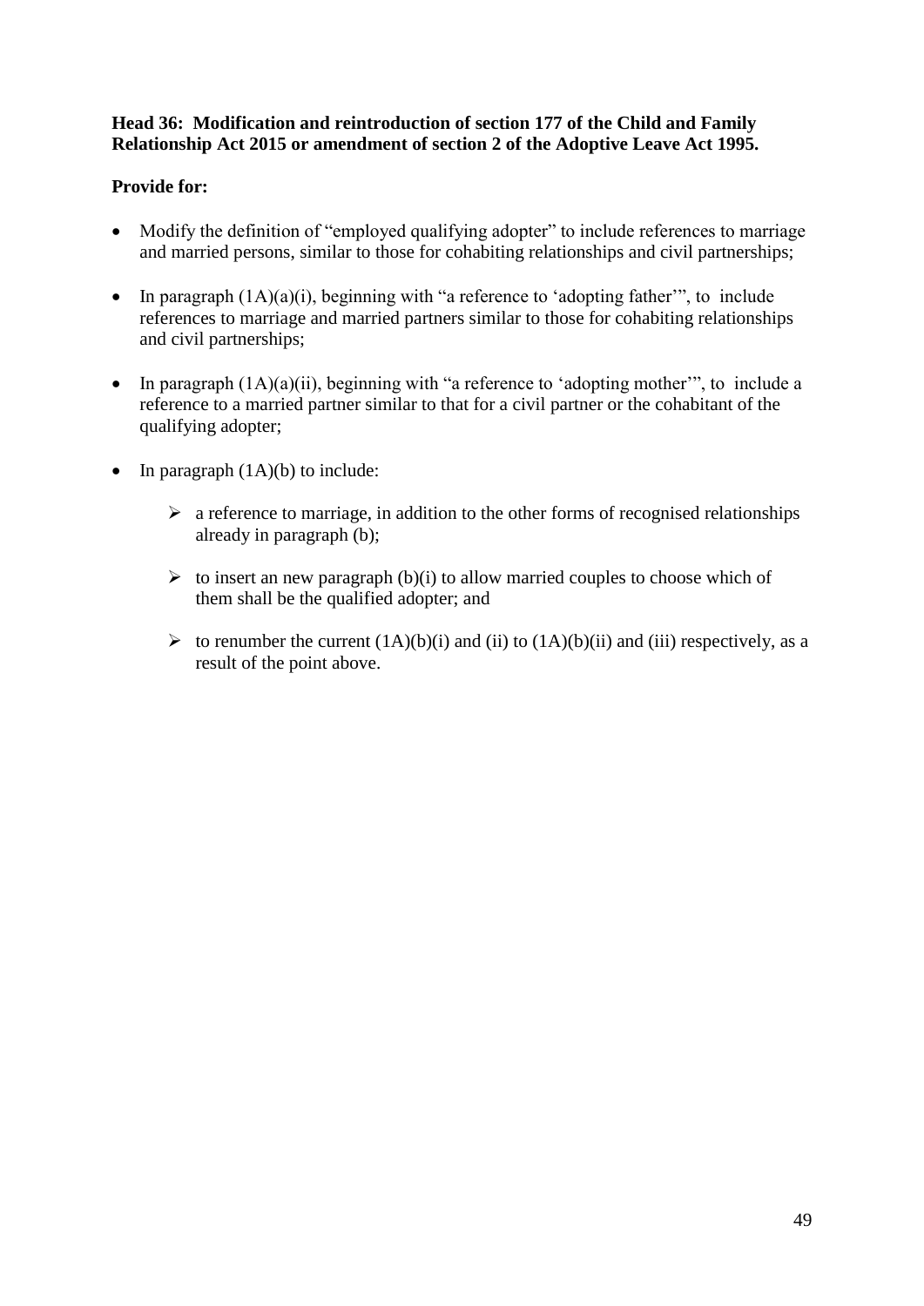**Head 36: Modification and reintroduction of section 177 of the Child and Family Relationship Act 2015 or amendment of section 2 of the Adoptive Leave Act 1995.**

**Provide for:**

- Modify the definition of "employed qualifying adopter" to include references to marriage and married persons, similar to those for cohabiting relationships and civil partnerships;
- In paragraph (1A)(a)(i), beginning with "a reference to 'adopting father'", to include references to marriage and married partners similar to those for cohabiting relationships and civil partnerships;
- In paragraph (1A)(a)(ii), beginning with "a reference to 'adopting mother'", to include a reference to a married partner similar to that for a civil partner or the cohabitant of the qualifying adopter;
- In paragraph (1A)(b) to include:
  - a reference to marriage, in addition to the other forms of recognised relationships already in paragraph (b);
  - to insert an new paragraph (b)(i) to allow married couples to choose which of them shall be the qualified adopter; and
  - to renumber the current (1A)(b)(i) and (ii) to (1A)(b)(ii) and (iii) respectively, as a result of the point above.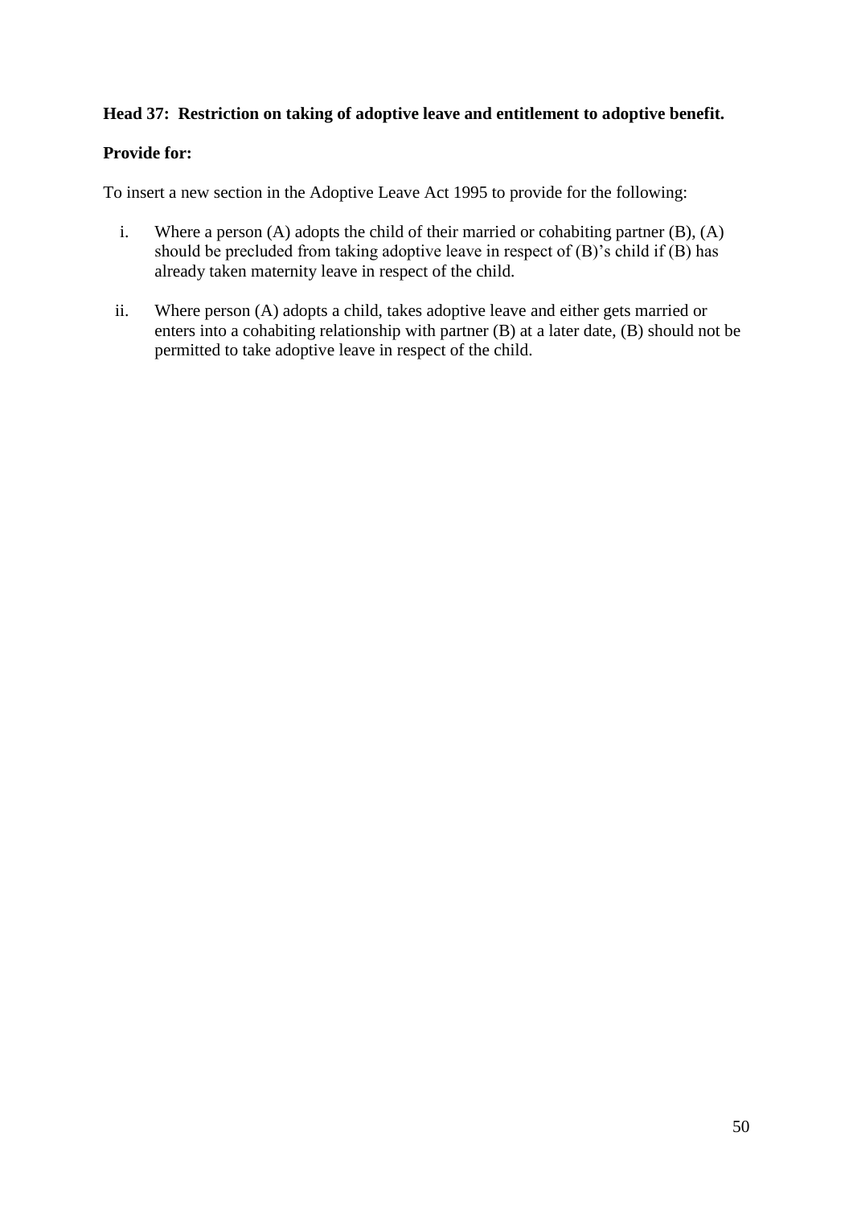**Head 37: Restriction on taking of adoptive leave and entitlement to adoptive benefit.**

**Provide for:**

To insert a new section in the Adoptive Leave Act 1995 to provide for the following:

i. Where a person (A) adopts the child of their married or cohabiting partner (B), (A) should be precluded from taking adoptive leave in respect of (B)'s child if (B) has already taken maternity leave in respect of the child.

ii. Where person (A) adopts a child, takes adoptive leave and either gets married or enters into a cohabiting relationship with partner (B) at a later date, (B) should not be permitted to take adoptive leave in respect of the child.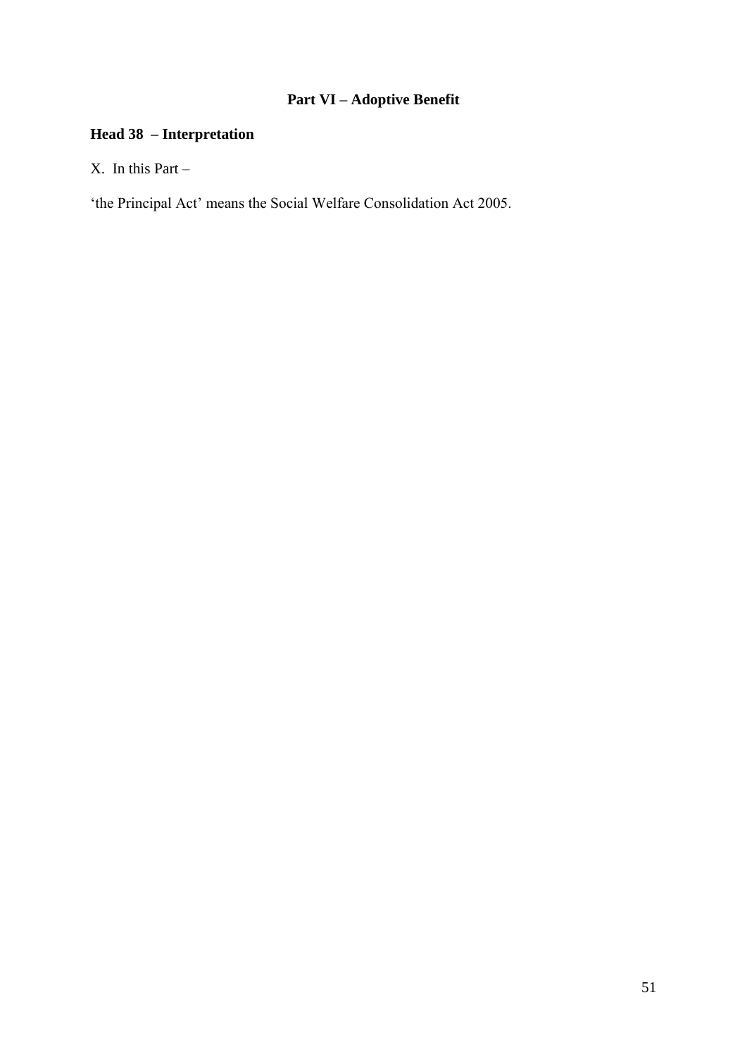## Part VI – Adoptive Benefit

### Head 38 – Interpretation

X. In this Part –

'the Principal Act' means the Social Welfare Consolidation Act 2005.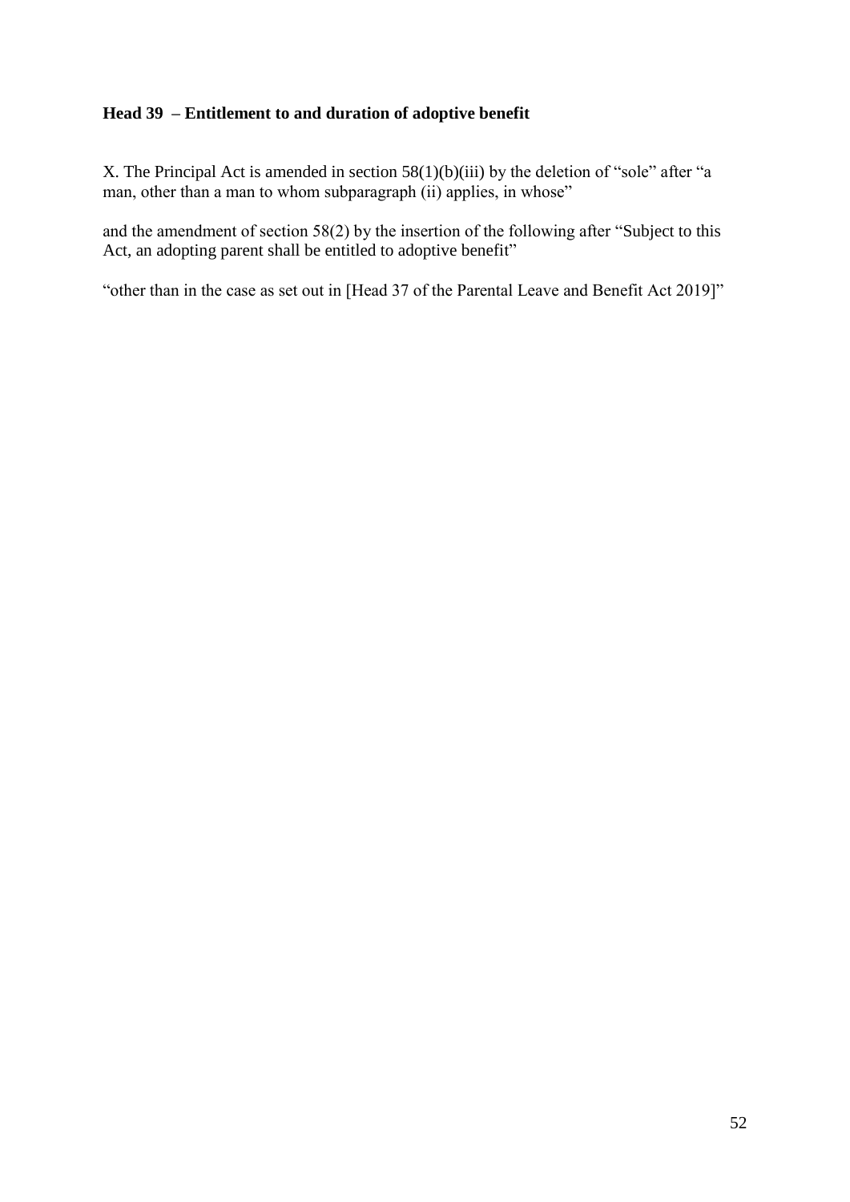### Head 39 – Entitlement to and duration of adoptive benefit

X. The Principal Act is amended in section 58(1)(b)(iii) by the deletion of "sole" after "a man, other than a man to whom subparagraph (ii) applies, in whose"

and the amendment of section 58(2) by the insertion of the following after "Subject to this Act, an adopting parent shall be entitled to adoptive benefit"

"other than in the case as set out in [Head 37 of the Parental Leave and Benefit Act 2019]"